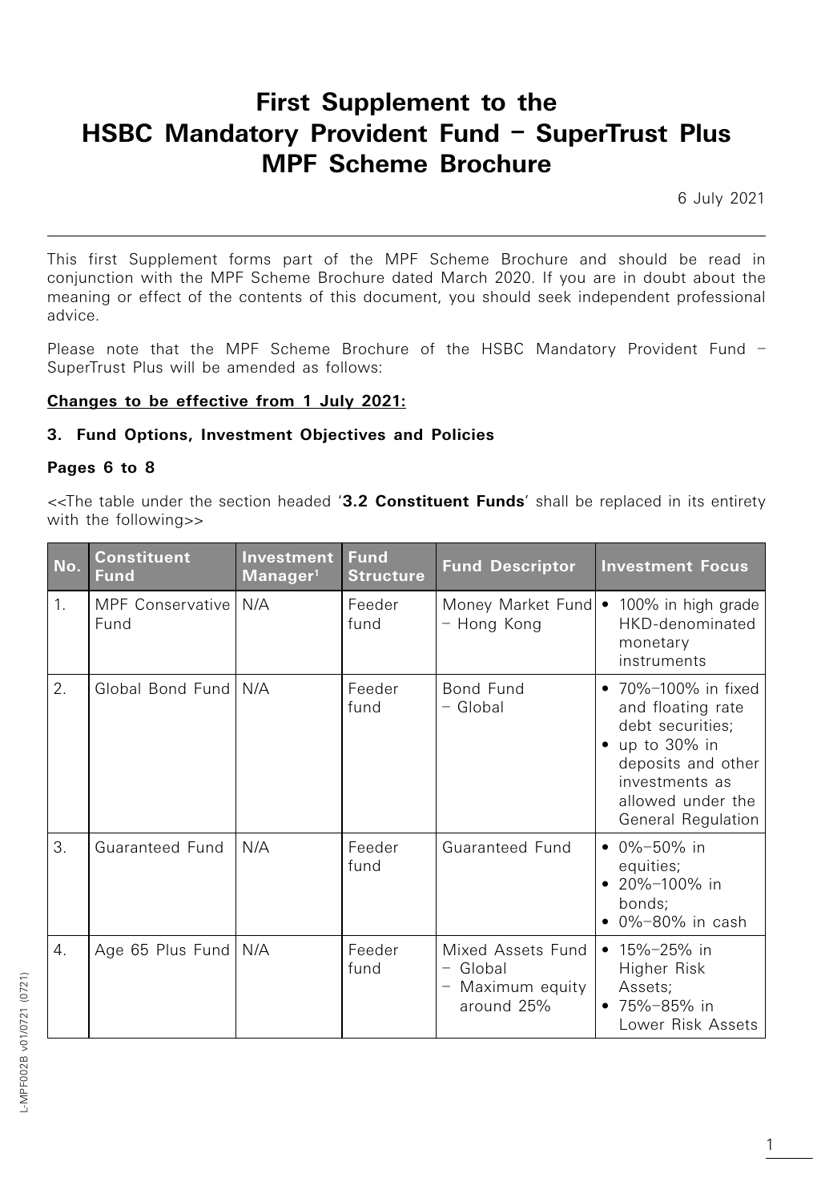# First Supplement to the HSBC Mandatory Provident Fund – SuperTrust Plus MPF Scheme Brochure

6 July 2021

This first Supplement forms part of the MPF Scheme Brochure and should be read in conjunction with the MPF Scheme Brochure dated March 2020. If you are in doubt about the meaning or effect of the contents of this document, you should seek independent professional advice.

Please note that the MPF Scheme Brochure of the HSBC Mandatory Provident Fund – SuperTrust Plus will be amended as follows:

**Changes to be effective from 1 July 2021:**

### 3. Fund Options, Investment Objectives and Policies

**Pages 6 to 8**

<<The table under the section headed '**3.2 Constituent Funds**' shall be replaced in its entirety with the following>>

| No. | Constituent Fund | Investment Manager[1] | Fund Structure | Fund Descriptor | Investment Focus |
|---|---|---|---|---|---|
| 1. | MPF Conservative Fund | N/A | Feeder fund | Money Market Fund – Hong Kong | • 100% in high grade HKD-denominated monetary instruments |
| 2. | Global Bond Fund | N/A | Feeder fund | Bond Fund – Global | • 70%–100% in fixed and floating rate debt securities; • up to 30% in deposits and other investments as allowed under the General Regulation |
| 3. | Guaranteed Fund | N/A | Feeder fund | Guaranteed Fund | • 0%–50% in equities; • 20%–100% in bonds; • 0%–80% in cash |
| 4. | Age 65 Plus Fund | N/A | Feeder fund | Mixed Assets Fund – Global – Maximum equity around 25% | • 15%–25% in Higher Risk Assets; • 75%–85% in Lower Risk Assets |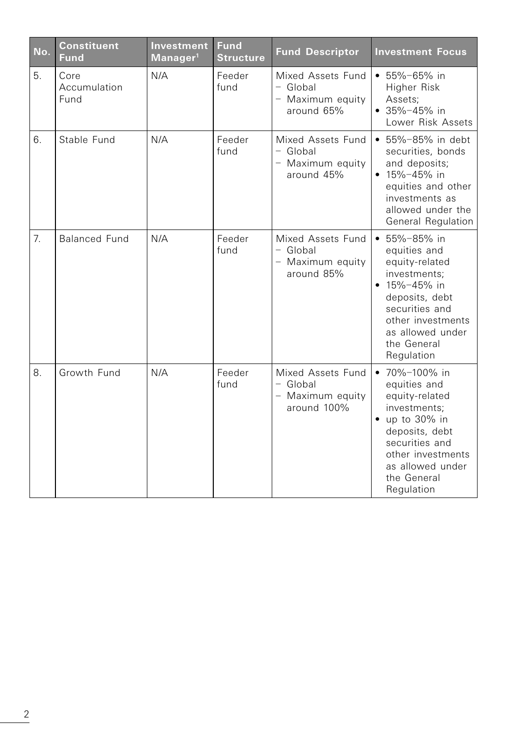| No. | Constituent Fund | Investment Manager[1] | Fund Structure | Fund Descriptor | Investment Focus |
|---|---|---|---|---|---|
| 5. | Core Accumulation Fund | N/A | Feeder fund | Mixed Assets Fund – Global – Maximum equity around 65% | • 55%–65% in Higher Risk Assets; • 35%–45% in Lower Risk Assets |
| 6. | Stable Fund | N/A | Feeder fund | Mixed Assets Fund – Global – Maximum equity around 45% | • 55%–85% in debt securities, bonds and deposits; • 15%–45% in equities and other investments as allowed under the General Regulation |
| 7. | Balanced Fund | N/A | Feeder fund | Mixed Assets Fund – Global – Maximum equity around 85% | • 55%–85% in equities and equity-related investments; • 15%–45% in deposits, debt securities and other investments as allowed under the General Regulation |
| 8. | Growth Fund | N/A | Feeder fund | Mixed Assets Fund – Global – Maximum equity around 100% | • 70%–100% in equities and equity-related investments; • up to 30% in deposits, debt securities and other investments as allowed under the General Regulation |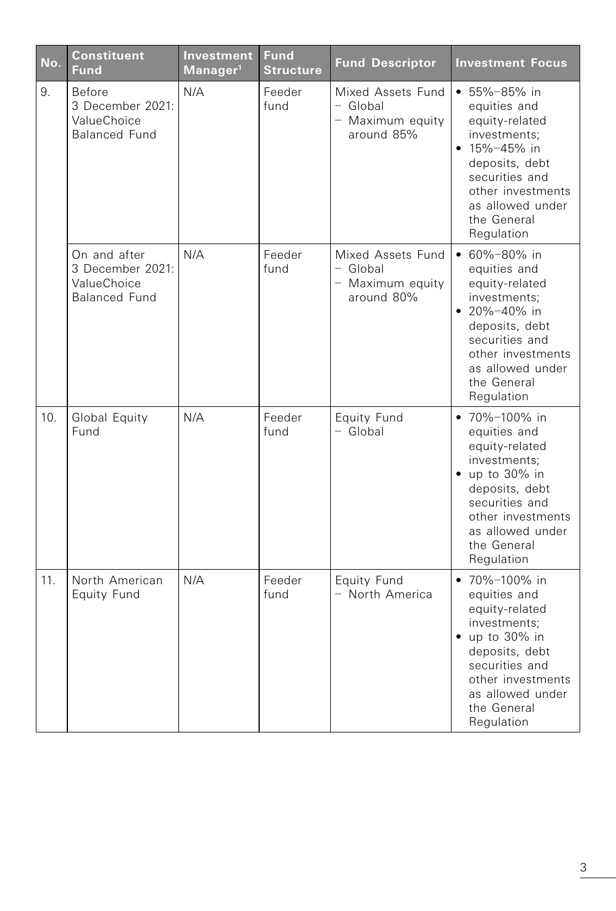| No. | Constituent Fund | Investment Manager[1] | Fund Structure | Fund Descriptor | Investment Focus |
| --- | --- | --- | --- | --- | --- |
| 9. | Before 3 December 2021: ValueChoice Balanced Fund | N/A | Feeder fund | Mixed Assets Fund – Global – Maximum equity around 85% | • 55%–85% in equities and equity-related investments; • 15%–45% in deposits, debt securities and other investments as allowed under the General Regulation |
| | On and after 3 December 2021: ValueChoice Balanced Fund | N/A | Feeder fund | Mixed Assets Fund – Global – Maximum equity around 80% | • 60%–80% in equities and equity-related investments; • 20%–40% in deposits, debt securities and other investments as allowed under the General Regulation |
| 10. | Global Equity Fund | N/A | Feeder fund | Equity Fund – Global | • 70%–100% in equities and equity-related investments; • up to 30% in deposits, debt securities and other investments as allowed under the General Regulation |
| 11. | North American Equity Fund | N/A | Feeder fund | Equity Fund – North America | • 70%–100% in equities and equity-related investments; • up to 30% in deposits, debt securities and other investments as allowed under the General Regulation |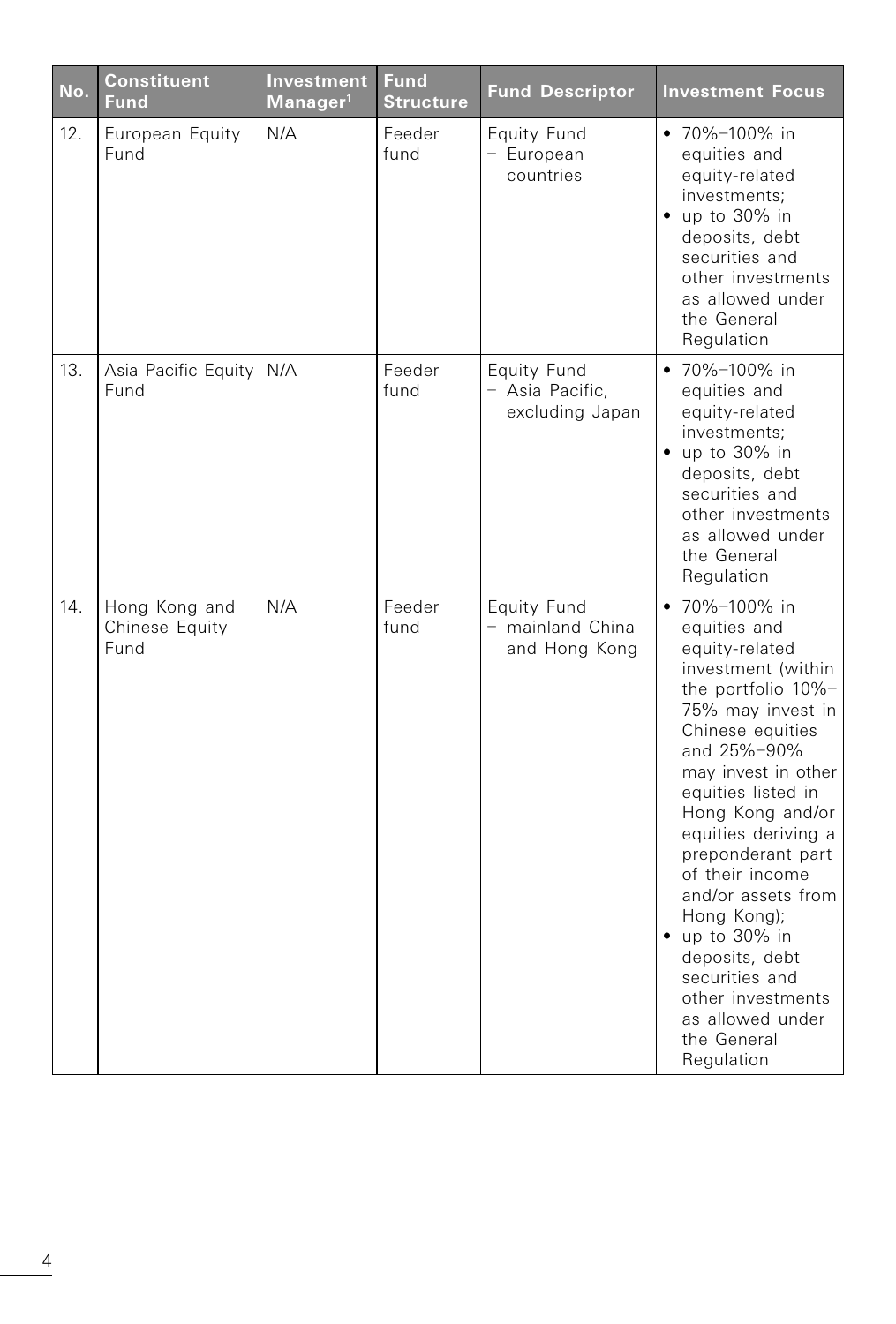| No. | Constituent Fund | Investment Manager[1] | Fund Structure | Fund Descriptor | Investment Focus |
|---|---|---|---|---|---|
| 12. | European Equity Fund | N/A | Feeder fund | Equity Fund – European countries | • 70%–100% in equities and equity-related investments; • up to 30% in deposits, debt securities and other investments as allowed under the General Regulation |
| 13. | Asia Pacific Equity Fund | N/A | Feeder fund | Equity Fund – Asia Pacific, excluding Japan | • 70%–100% in equities and equity-related investments; • up to 30% in deposits, debt securities and other investments as allowed under the General Regulation |
| 14. | Hong Kong and Chinese Equity Fund | N/A | Feeder fund | Equity Fund – mainland China and Hong Kong | • 70%–100% in equities and equity-related investment (within the portfolio 10%–75% may invest in Chinese equities and 25%–90% may invest in other equities listed in Hong Kong and/or equities deriving a preponderant part of their income and/or assets from Hong Kong); • up to 30% in deposits, debt securities and other investments as allowed under the General Regulation |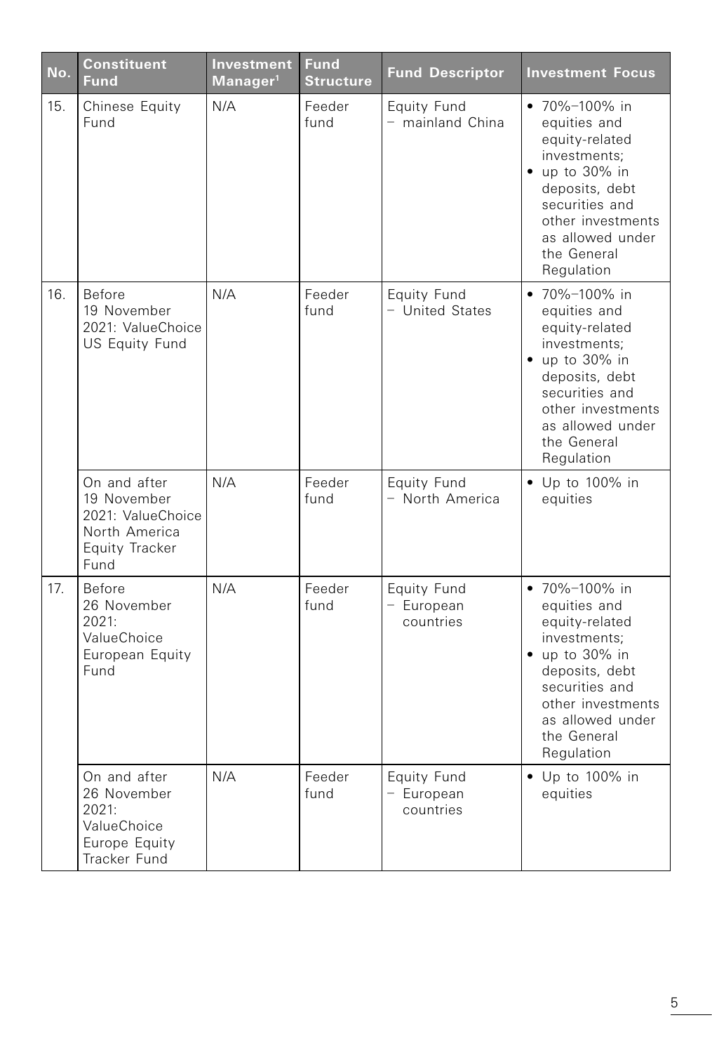| No. | Constituent Fund | Investment Manager[1] | Fund Structure | Fund Descriptor | Investment Focus |
| --- | --- | --- | --- | --- | --- |
| 15. | Chinese Equity Fund | N/A | Feeder fund | Equity Fund – mainland China | • 70%–100% in equities and equity-related investments;<br>• up to 30% in deposits, debt securities and other investments as allowed under the General Regulation |
| 16. | Before 19 November 2021: ValueChoice US Equity Fund | N/A | Feeder fund | Equity Fund – United States | • 70%–100% in equities and equity-related investments;<br>• up to 30% in deposits, debt securities and other investments as allowed under the General Regulation |
| | On and after 19 November 2021: ValueChoice North America Equity Tracker Fund | N/A | Feeder fund | Equity Fund – North America | • Up to 100% in equities |
| 17. | Before 26 November 2021: ValueChoice European Equity Fund | N/A | Feeder fund | Equity Fund – European countries | • 70%–100% in equities and equity-related investments;<br>• up to 30% in deposits, debt securities and other investments as allowed under the General Regulation |
| | On and after 26 November 2021: ValueChoice Europe Equity Tracker Fund | N/A | Feeder fund | Equity Fund – European countries | • Up to 100% in equities |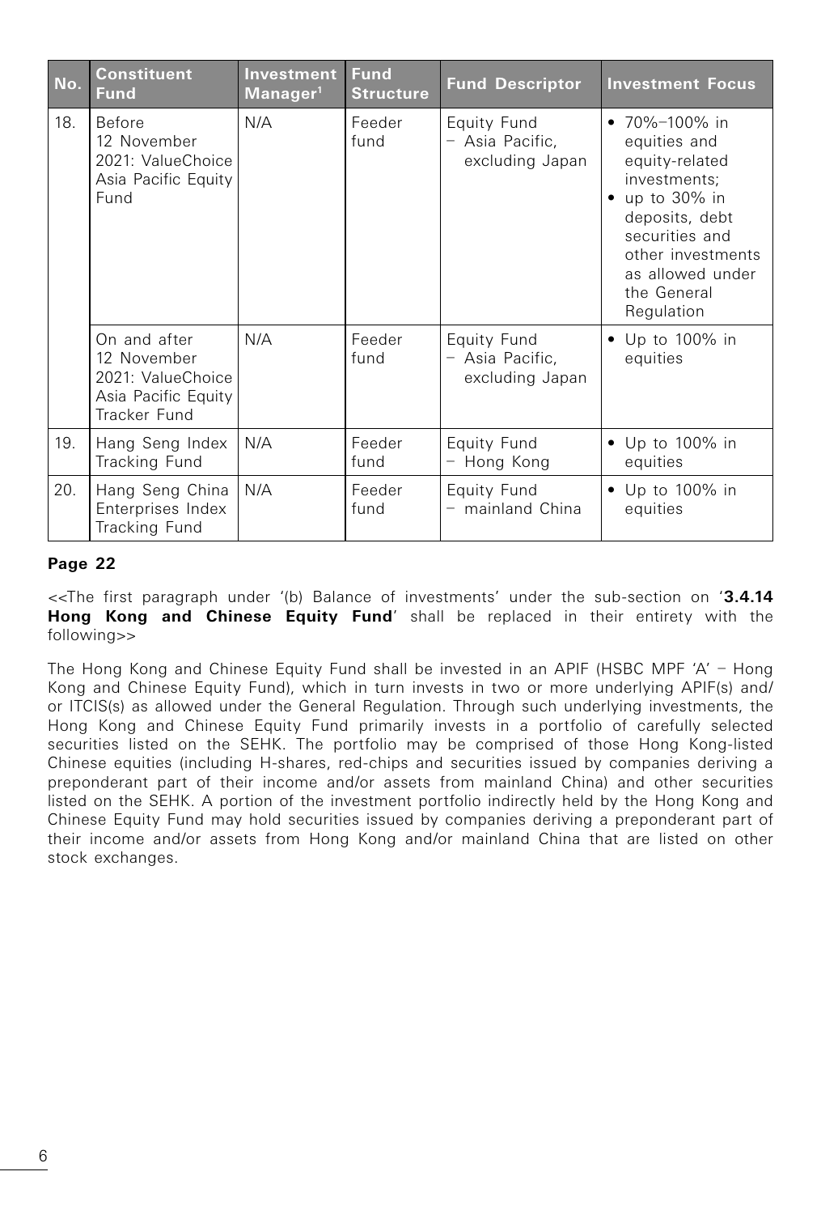| No. | Constituent Fund | Investment Manager[1] | Fund Structure | Fund Descriptor | Investment Focus |
|---|---|---|---|---|---|
| 18. | Before 12 November 2021: ValueChoice Asia Pacific Equity Fund | N/A | Feeder fund | Equity Fund – Asia Pacific, excluding Japan | • 70%–100% in equities and equity-related investments;<br>• up to 30% in deposits, debt securities and other investments as allowed under the General Regulation |
| | On and after 12 November 2021: ValueChoice Asia Pacific Equity Tracker Fund | N/A | Feeder fund | Equity Fund – Asia Pacific, excluding Japan | • Up to 100% in equities |
| 19. | Hang Seng Index Tracking Fund | N/A | Feeder fund | Equity Fund – Hong Kong | • Up to 100% in equities |
| 20. | Hang Seng China Enterprises Index Tracking Fund | N/A | Feeder fund | Equity Fund – mainland China | • Up to 100% in equities |

**Page 22**

<<The first paragraph under '(b) Balance of investments' under the sub-section on '**3.4.14 Hong Kong and Chinese Equity Fund**' shall be replaced in their entirety with the following>>

The Hong Kong and Chinese Equity Fund shall be invested in an APIF (HSBC MPF 'A' – Hong Kong and Chinese Equity Fund), which in turn invests in two or more underlying APIF(s) and/or ITCIS(s) as allowed under the General Regulation. Through such underlying investments, the Hong Kong and Chinese Equity Fund primarily invests in a portfolio of carefully selected securities listed on the SEHK. The portfolio may be comprised of those Hong Kong-listed Chinese equities (including H-shares, red-chips and securities issued by companies deriving a preponderant part of their income and/or assets from mainland China) and other securities listed on the SEHK. A portion of the investment portfolio indirectly held by the Hong Kong and Chinese Equity Fund may hold securities issued by companies deriving a preponderant part of their income and/or assets from Hong Kong and/or mainland China that are listed on other stock exchanges.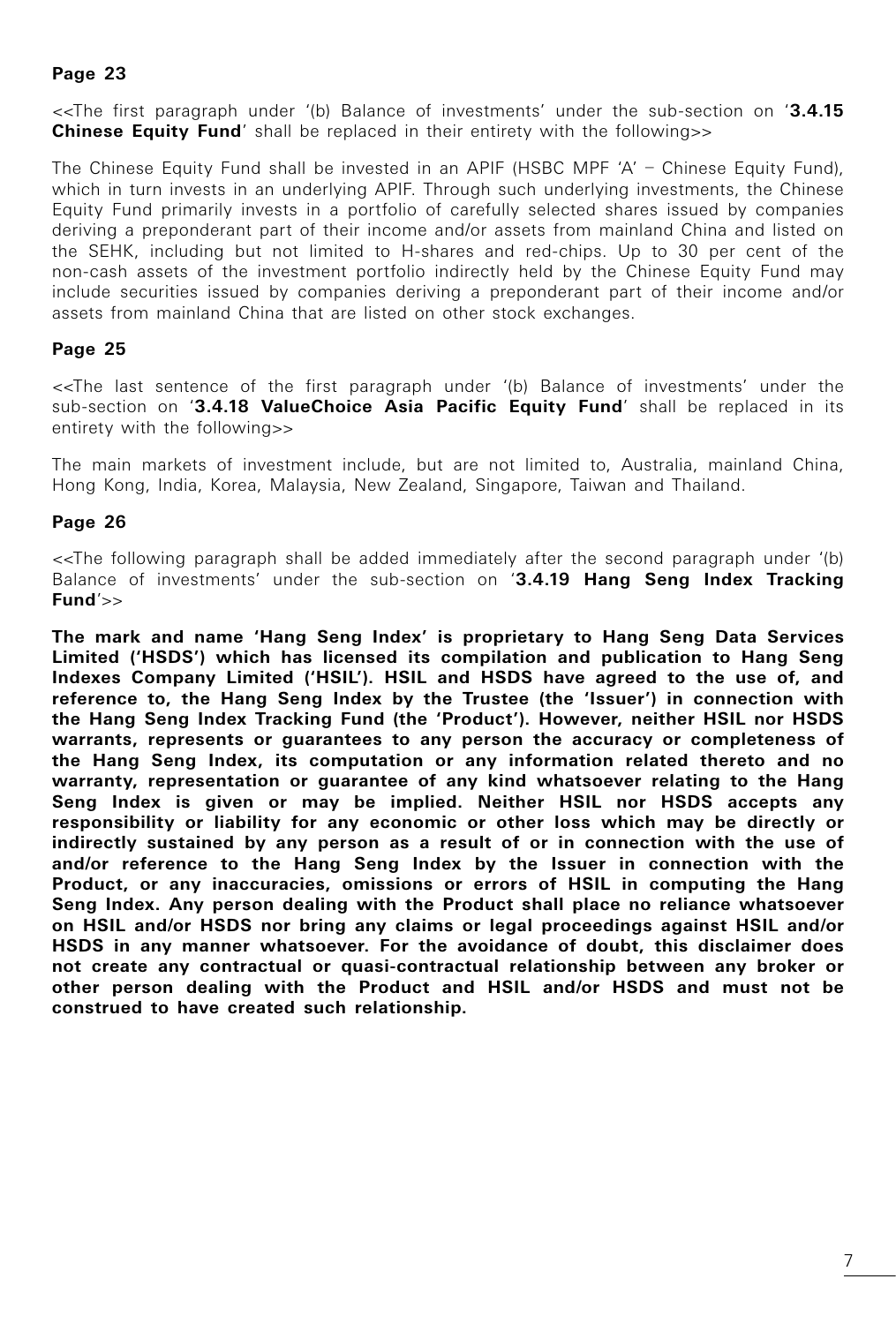**Page 23**

<<The first paragraph under '(b) Balance of investments' under the sub-section on '**3.4.15 Chinese Equity Fund**' shall be replaced in their entirety with the following>>

The Chinese Equity Fund shall be invested in an APIF (HSBC MPF 'A' – Chinese Equity Fund), which in turn invests in an underlying APIF. Through such underlying investments, the Chinese Equity Fund primarily invests in a portfolio of carefully selected shares issued by companies deriving a preponderant part of their income and/or assets from mainland China and listed on the SEHK, including but not limited to H-shares and red-chips. Up to 30 per cent of the non-cash assets of the investment portfolio indirectly held by the Chinese Equity Fund may include securities issued by companies deriving a preponderant part of their income and/or assets from mainland China that are listed on other stock exchanges.

**Page 25**

<<The last sentence of the first paragraph under '(b) Balance of investments' under the sub-section on '**3.4.18 ValueChoice Asia Pacific Equity Fund**' shall be replaced in its entirety with the following>>

The main markets of investment include, but are not limited to, Australia, mainland China, Hong Kong, India, Korea, Malaysia, New Zealand, Singapore, Taiwan and Thailand.

**Page 26**

<<The following paragraph shall be added immediately after the second paragraph under '(b) Balance of investments' under the sub-section on '**3.4.19 Hang Seng Index Tracking Fund**'>>

**The mark and name 'Hang Seng Index' is proprietary to Hang Seng Data Services Limited ('HSDS') which has licensed its compilation and publication to Hang Seng Indexes Company Limited ('HSIL'). HSIL and HSDS have agreed to the use of, and reference to, the Hang Seng Index by the Trustee (the 'Issuer') in connection with the Hang Seng Index Tracking Fund (the 'Product'). However, neither HSIL nor HSDS warrants, represents or guarantees to any person the accuracy or completeness of the Hang Seng Index, its computation or any information related thereto and no warranty, representation or guarantee of any kind whatsoever relating to the Hang Seng Index is given or may be implied. Neither HSIL nor HSDS accepts any responsibility or liability for any economic or other loss which may be directly or indirectly sustained by any person as a result of or in connection with the use of and/or reference to the Hang Seng Index by the Issuer in connection with the Product, or any inaccuracies, omissions or errors of HSIL in computing the Hang Seng Index. Any person dealing with the Product shall place no reliance whatsoever on HSIL and/or HSDS nor bring any claims or legal proceedings against HSIL and/or HSDS in any manner whatsoever. For the avoidance of doubt, this disclaimer does not create any contractual or quasi-contractual relationship between any broker or other person dealing with the Product and HSIL and/or HSDS and must not be construed to have created such relationship.**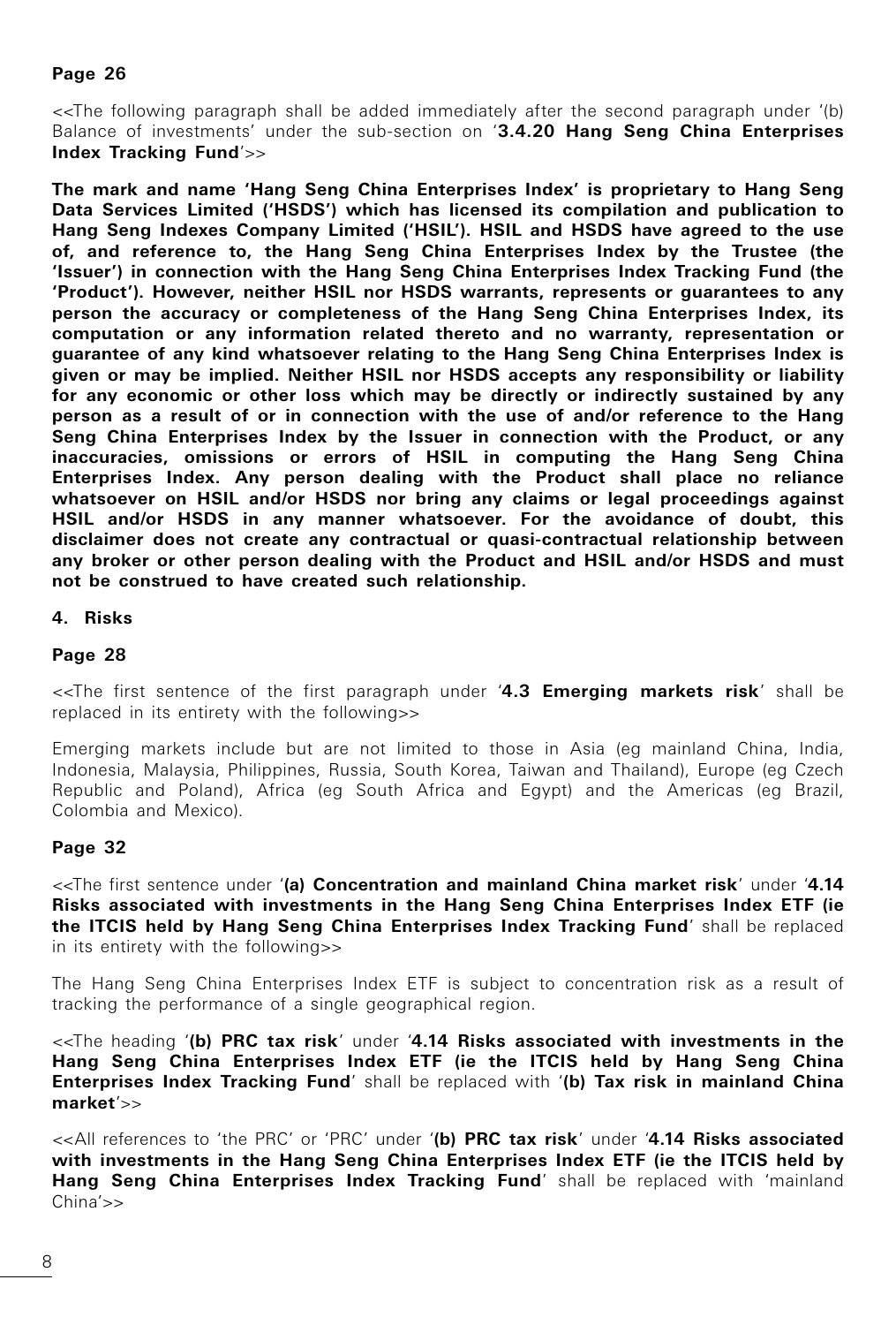**Page 26**

<<The following paragraph shall be added immediately after the second paragraph under '(b) Balance of investments' under the sub-section on '**3.4.20 Hang Seng China Enterprises Index Tracking Fund**'>>

**The mark and name 'Hang Seng China Enterprises Index' is proprietary to Hang Seng Data Services Limited ('HSDS') which has licensed its compilation and publication to Hang Seng Indexes Company Limited ('HSIL'). HSIL and HSDS have agreed to the use of, and reference to, the Hang Seng China Enterprises Index by the Trustee (the 'Issuer') in connection with the Hang Seng China Enterprises Index Tracking Fund (the 'Product'). However, neither HSIL nor HSDS warrants, represents or guarantees to any person the accuracy or completeness of the Hang Seng China Enterprises Index, its computation or any information related thereto and no warranty, representation or guarantee of any kind whatsoever relating to the Hang Seng China Enterprises Index is given or may be implied. Neither HSIL nor HSDS accepts any responsibility or liability for any economic or other loss which may be directly or indirectly sustained by any person as a result of or in connection with the use of and/or reference to the Hang Seng China Enterprises Index by the Issuer in connection with the Product, or any inaccuracies, omissions or errors of HSIL in computing the Hang Seng China Enterprises Index. Any person dealing with the Product shall place no reliance whatsoever on HSIL and/or HSDS nor bring any claims or legal proceedings against HSIL and/or HSDS in any manner whatsoever. For the avoidance of doubt, this disclaimer does not create any contractual or quasi-contractual relationship between any broker or other person dealing with the Product and HSIL and/or HSDS and must not be construed to have created such relationship.**

## 4. Risks

**Page 28**

<<The first sentence of the first paragraph under '**4.3 Emerging markets risk**' shall be replaced in its entirety with the following>>

Emerging markets include but are not limited to those in Asia (eg mainland China, India, Indonesia, Malaysia, Philippines, Russia, South Korea, Taiwan and Thailand), Europe (eg Czech Republic and Poland), Africa (eg South Africa and Egypt) and the Americas (eg Brazil, Colombia and Mexico).

**Page 32**

<<The first sentence under '**(a) Concentration and mainland China market risk**' under '**4.14 Risks associated with investments in the Hang Seng China Enterprises Index ETF (ie the ITCIS held by Hang Seng China Enterprises Index Tracking Fund**' shall be replaced in its entirety with the following>>

The Hang Seng China Enterprises Index ETF is subject to concentration risk as a result of tracking the performance of a single geographical region.

<<The heading '**(b) PRC tax risk**' under '**4.14 Risks associated with investments in the Hang Seng China Enterprises Index ETF (ie the ITCIS held by Hang Seng China Enterprises Index Tracking Fund**' shall be replaced with '**(b) Tax risk in mainland China market**'>>

<<All references to 'the PRC' or 'PRC' under '**(b) PRC tax risk**' under '**4.14 Risks associated with investments in the Hang Seng China Enterprises Index ETF (ie the ITCIS held by Hang Seng China Enterprises Index Tracking Fund**' shall be replaced with 'mainland China'>>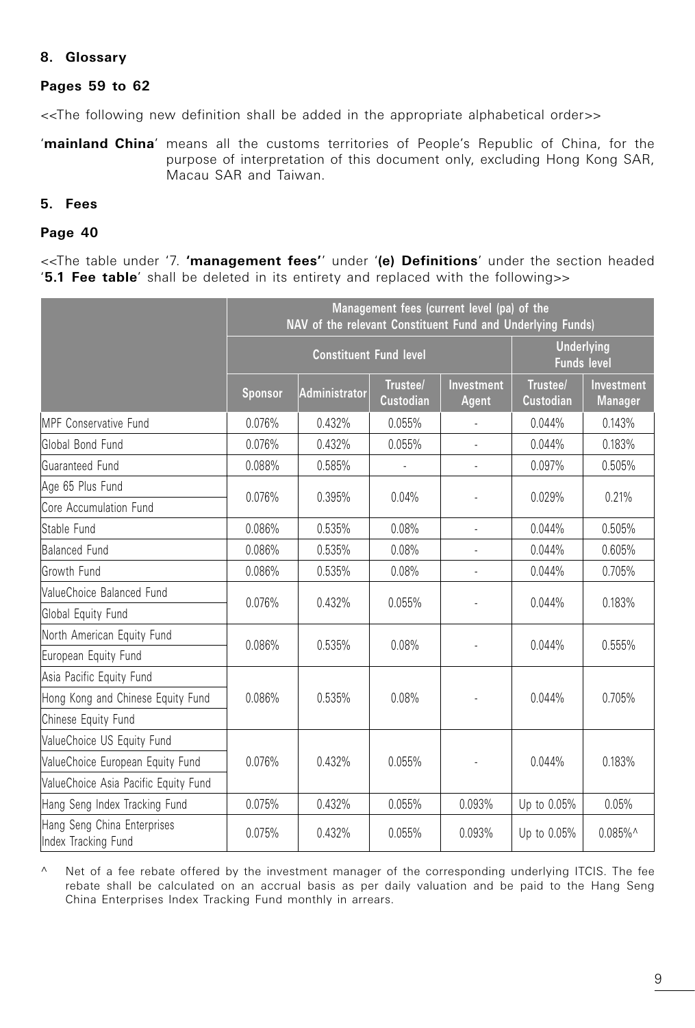## 8. Glossary

### Pages 59 to 62

<<The following new definition shall be added in the appropriate alphabetical order>>

'**mainland China**' means all the customs territories of People's Republic of China, for the purpose of interpretation of this document only, excluding Hong Kong SAR, Macau SAR and Taiwan.

## 5. Fees

### Page 40

<<The table under '7. **'management fees'**' under '**(e) Definitions**' under the section headed '**5.1 Fee table**' shall be deleted in its entirety and replaced with the following>>

| | Management fees (current level (pa) of the NAV of the relevant Constituent Fund and Underlying Funds) | | | | | |
|---|---|---|---|---|---|---|
| | Constituent Fund level | | | | Underlying Funds level | |
| | Sponsor | Administrator | Trustee/ Custodian | Investment Agent | Trustee/ Custodian | Investment Manager |
| MPF Conservative Fund | 0.076% | 0.432% | 0.055% | - | 0.044% | 0.143% |
| Global Bond Fund | 0.076% | 0.432% | 0.055% | - | 0.044% | 0.183% |
| Guaranteed Fund | 0.088% | 0.585% | - | - | 0.097% | 0.505% |
| Age 65 Plus Fund | 0.076% | 0.395% | 0.04% | - | 0.029% | 0.21% |
| Core Accumulation Fund | | | | | | |
| Stable Fund | 0.086% | 0.535% | 0.08% | - | 0.044% | 0.505% |
| Balanced Fund | 0.086% | 0.535% | 0.08% | - | 0.044% | 0.605% |
| Growth Fund | 0.086% | 0.535% | 0.08% | - | 0.044% | 0.705% |
| ValueChoice Balanced Fund | 0.076% | 0.432% | 0.055% | - | 0.044% | 0.183% |
| Global Equity Fund | | | | | | |
| North American Equity Fund | 0.086% | 0.535% | 0.08% | - | 0.044% | 0.555% |
| European Equity Fund | | | | | | |
| Asia Pacific Equity Fund | 0.086% | 0.535% | 0.08% | - | 0.044% | 0.705% |
| Hong Kong and Chinese Equity Fund | | | | | | |
| Chinese Equity Fund | | | | | | |
| ValueChoice US Equity Fund | 0.076% | 0.432% | 0.055% | - | 0.044% | 0.183% |
| ValueChoice European Equity Fund | | | | | | |
| ValueChoice Asia Pacific Equity Fund | | | | | | |
| Hang Seng Index Tracking Fund | 0.075% | 0.432% | 0.055% | 0.093% | Up to 0.05% | 0.05% |
| Hang Seng China Enterprises Index Tracking Fund | 0.075% | 0.432% | 0.055% | 0.093% | Up to 0.05% | 0.085%^ |

^ Net of a fee rebate offered by the investment manager of the corresponding underlying ITCIS. The fee rebate shall be calculated on an accrual basis as per daily valuation and be paid to the Hang Seng China Enterprises Index Tracking Fund monthly in arrears.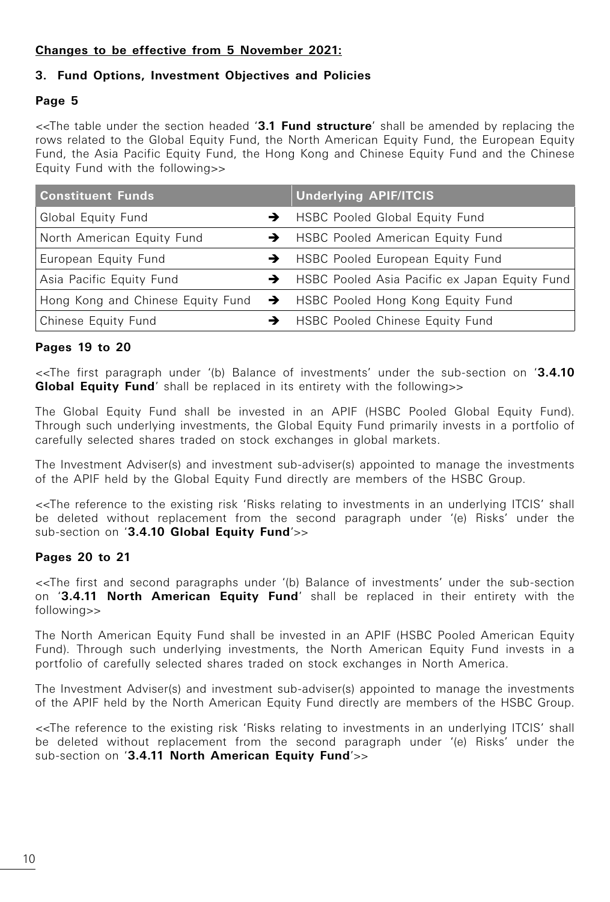**Changes to be effective from 5 November 2021:**

### 3. Fund Options, Investment Objectives and Policies

#### Page 5

<<The table under the section headed '**3.1 Fund structure**' shall be amended by replacing the rows related to the Global Equity Fund, the North American Equity Fund, the European Equity Fund, the Asia Pacific Equity Fund, the Hong Kong and Chinese Equity Fund and the Chinese Equity Fund with the following>>

| Constituent Funds | | Underlying APIF/ITCIS |
|---|---|---|
| Global Equity Fund | → | HSBC Pooled Global Equity Fund |
| North American Equity Fund | → | HSBC Pooled American Equity Fund |
| European Equity Fund | → | HSBC Pooled European Equity Fund |
| Asia Pacific Equity Fund | → | HSBC Pooled Asia Pacific ex Japan Equity Fund |
| Hong Kong and Chinese Equity Fund | → | HSBC Pooled Hong Kong Equity Fund |
| Chinese Equity Fund | → | HSBC Pooled Chinese Equity Fund |

#### Pages 19 to 20

<<The first paragraph under '(b) Balance of investments' under the sub-section on '**3.4.10 Global Equity Fund**' shall be replaced in its entirety with the following>>

The Global Equity Fund shall be invested in an APIF (HSBC Pooled Global Equity Fund). Through such underlying investments, the Global Equity Fund primarily invests in a portfolio of carefully selected shares traded on stock exchanges in global markets.

The Investment Adviser(s) and investment sub-adviser(s) appointed to manage the investments of the APIF held by the Global Equity Fund directly are members of the HSBC Group.

<<The reference to the existing risk 'Risks relating to investments in an underlying ITCIS' shall be deleted without replacement from the second paragraph under '(e) Risks' under the sub-section on '**3.4.10 Global Equity Fund**'>>

#### Pages 20 to 21

<<The first and second paragraphs under '(b) Balance of investments' under the sub-section on '**3.4.11 North American Equity Fund**' shall be replaced in their entirety with the following>>

The North American Equity Fund shall be invested in an APIF (HSBC Pooled American Equity Fund). Through such underlying investments, the North American Equity Fund invests in a portfolio of carefully selected shares traded on stock exchanges in North America.

The Investment Adviser(s) and investment sub-adviser(s) appointed to manage the investments of the APIF held by the North American Equity Fund directly are members of the HSBC Group.

<<The reference to the existing risk 'Risks relating to investments in an underlying ITCIS' shall be deleted without replacement from the second paragraph under '(e) Risks' under the sub-section on '**3.4.11 North American Equity Fund**'>>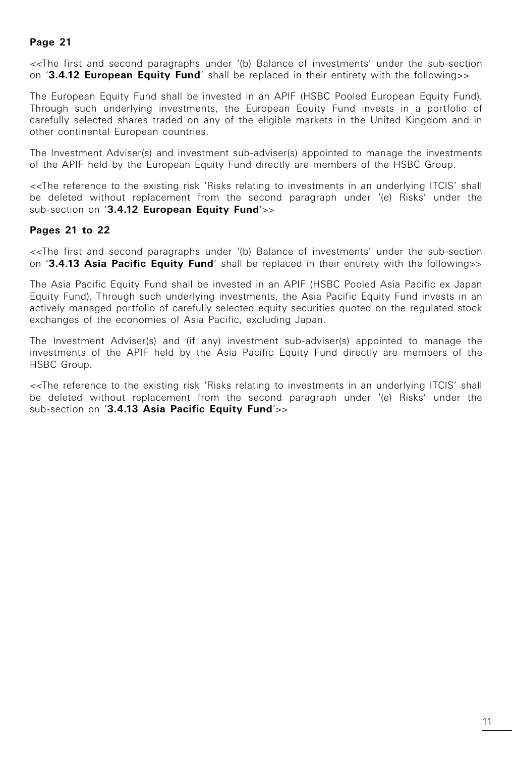**Page 21**

<<The first and second paragraphs under '(b) Balance of investments' under the sub-section on '**3.4.12 European Equity Fund**' shall be replaced in their entirety with the following>>

The European Equity Fund shall be invested in an APIF (HSBC Pooled European Equity Fund). Through such underlying investments, the European Equity Fund invests in a portfolio of carefully selected shares traded on any of the eligible markets in the United Kingdom and in other continental European countries.

The Investment Adviser(s) and investment sub-adviser(s) appointed to manage the investments of the APIF held by the European Equity Fund directly are members of the HSBC Group.

<<The reference to the existing risk 'Risks relating to investments in an underlying ITCIS' shall be deleted without replacement from the second paragraph under '(e) Risks' under the sub-section on '**3.4.12 European Equity Fund**'>>

**Pages 21 to 22**

<<The first and second paragraphs under '(b) Balance of investments' under the sub-section on '**3.4.13 Asia Pacific Equity Fund**' shall be replaced in their entirety with the following>>

The Asia Pacific Equity Fund shall be invested in an APIF (HSBC Pooled Asia Pacific ex Japan Equity Fund). Through such underlying investments, the Asia Pacific Equity Fund invests in an actively managed portfolio of carefully selected equity securities quoted on the regulated stock exchanges of the economies of Asia Pacific, excluding Japan.

The Investment Adviser(s) and (if any) investment sub-adviser(s) appointed to manage the investments of the APIF held by the Asia Pacific Equity Fund directly are members of the HSBC Group.

<<The reference to the existing risk 'Risks relating to investments in an underlying ITCIS' shall be deleted without replacement from the second paragraph under '(e) Risks' under the sub-section on '**3.4.13 Asia Pacific Equity Fund**'>>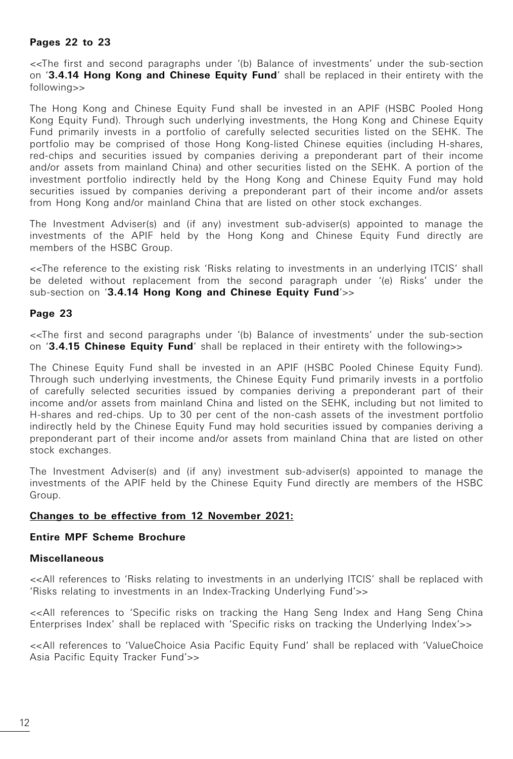**Pages 22 to 23**

<<The first and second paragraphs under '(b) Balance of investments' under the sub-section on '**3.4.14 Hong Kong and Chinese Equity Fund**' shall be replaced in their entirety with the following>>

The Hong Kong and Chinese Equity Fund shall be invested in an APIF (HSBC Pooled Hong Kong Equity Fund). Through such underlying investments, the Hong Kong and Chinese Equity Fund primarily invests in a portfolio of carefully selected securities listed on the SEHK. The portfolio may be comprised of those Hong Kong-listed Chinese equities (including H-shares, red-chips and securities issued by companies deriving a preponderant part of their income and/or assets from mainland China) and other securities listed on the SEHK. A portion of the investment portfolio indirectly held by the Hong Kong and Chinese Equity Fund may hold securities issued by companies deriving a preponderant part of their income and/or assets from Hong Kong and/or mainland China that are listed on other stock exchanges.

The Investment Adviser(s) and (if any) investment sub-adviser(s) appointed to manage the investments of the APIF held by the Hong Kong and Chinese Equity Fund directly are members of the HSBC Group.

<<The reference to the existing risk 'Risks relating to investments in an underlying ITCIS' shall be deleted without replacement from the second paragraph under '(e) Risks' under the sub-section on '**3.4.14 Hong Kong and Chinese Equity Fund**'>>

**Page 23**

<<The first and second paragraphs under '(b) Balance of investments' under the sub-section on '**3.4.15 Chinese Equity Fund**' shall be replaced in their entirety with the following>>

The Chinese Equity Fund shall be invested in an APIF (HSBC Pooled Chinese Equity Fund). Through such underlying investments, the Chinese Equity Fund primarily invests in a portfolio of carefully selected securities issued by companies deriving a preponderant part of their income and/or assets from mainland China and listed on the SEHK, including but not limited to H-shares and red-chips. Up to 30 per cent of the non-cash assets of the investment portfolio indirectly held by the Chinese Equity Fund may hold securities issued by companies deriving a preponderant part of their income and/or assets from mainland China that are listed on other stock exchanges.

The Investment Adviser(s) and (if any) investment sub-adviser(s) appointed to manage the investments of the APIF held by the Chinese Equity Fund directly are members of the HSBC Group.

**Changes to be effective from 12 November 2021:**

**Entire MPF Scheme Brochure**

**Miscellaneous**

<<All references to 'Risks relating to investments in an underlying ITCIS' shall be replaced with 'Risks relating to investments in an Index-Tracking Underlying Fund'>>

<<All references to 'Specific risks on tracking the Hang Seng Index and Hang Seng China Enterprises Index' shall be replaced with 'Specific risks on tracking the Underlying Index'>>

<<All references to 'ValueChoice Asia Pacific Equity Fund' shall be replaced with 'ValueChoice Asia Pacific Equity Tracker Fund'>>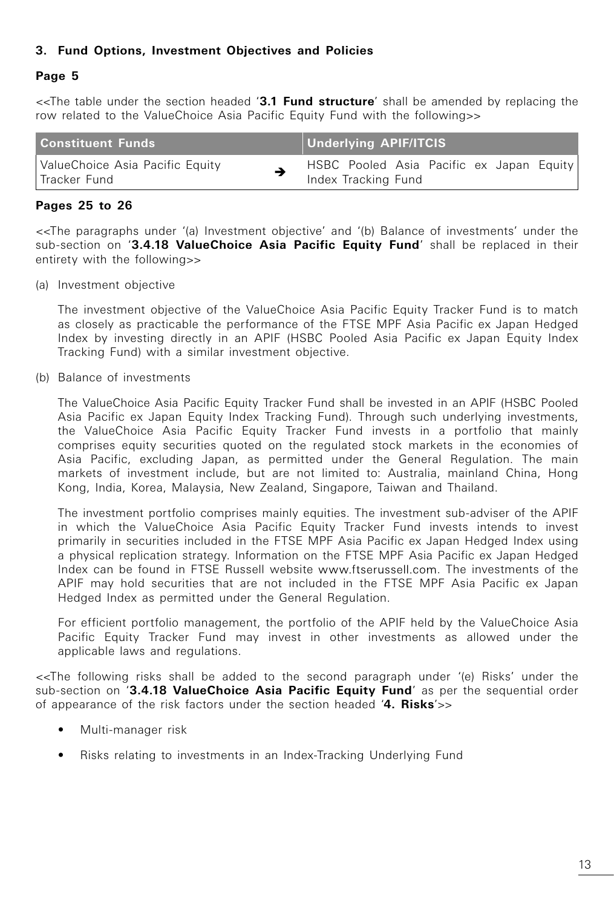### 3. Fund Options, Investment Objectives and Policies

#### Page 5

<<The table under the section headed '**3.1 Fund structure**' shall be amended by replacing the row related to the ValueChoice Asia Pacific Equity Fund with the following>>

| Constituent Funds | | Underlying APIF/ITCIS |
|---|---|---|
| ValueChoice Asia Pacific Equity Tracker Fund | ➔ | HSBC Pooled Asia Pacific ex Japan Equity Index Tracking Fund |

#### Pages 25 to 26

<<The paragraphs under '(a) Investment objective' and '(b) Balance of investments' under the sub-section on '**3.4.18 ValueChoice Asia Pacific Equity Fund**' shall be replaced in their entirety with the following>>

(a) Investment objective

The investment objective of the ValueChoice Asia Pacific Equity Tracker Fund is to match as closely as practicable the performance of the FTSE MPF Asia Pacific ex Japan Hedged Index by investing directly in an APIF (HSBC Pooled Asia Pacific ex Japan Equity Index Tracking Fund) with a similar investment objective.

(b) Balance of investments

The ValueChoice Asia Pacific Equity Tracker Fund shall be invested in an APIF (HSBC Pooled Asia Pacific ex Japan Equity Index Tracking Fund). Through such underlying investments, the ValueChoice Asia Pacific Equity Tracker Fund invests in a portfolio that mainly comprises equity securities quoted on the regulated stock markets in the economies of Asia Pacific, excluding Japan, as permitted under the General Regulation. The main markets of investment include, but are not limited to: Australia, mainland China, Hong Kong, India, Korea, Malaysia, New Zealand, Singapore, Taiwan and Thailand.

The investment portfolio comprises mainly equities. The investment sub-adviser of the APIF in which the ValueChoice Asia Pacific Equity Tracker Fund invests intends to invest primarily in securities included in the FTSE MPF Asia Pacific ex Japan Hedged Index using a physical replication strategy. Information on the FTSE MPF Asia Pacific ex Japan Hedged Index can be found in FTSE Russell website www.ftserussell.com. The investments of the APIF may hold securities that are not included in the FTSE MPF Asia Pacific ex Japan Hedged Index as permitted under the General Regulation.

For efficient portfolio management, the portfolio of the APIF held by the ValueChoice Asia Pacific Equity Tracker Fund may invest in other investments as allowed under the applicable laws and regulations.

<<The following risks shall be added to the second paragraph under '(e) Risks' under the sub-section on '**3.4.18 ValueChoice Asia Pacific Equity Fund**' as per the sequential order of appearance of the risk factors under the section headed '**4. Risks**'>>

- Multi-manager risk
- Risks relating to investments in an Index-Tracking Underlying Fund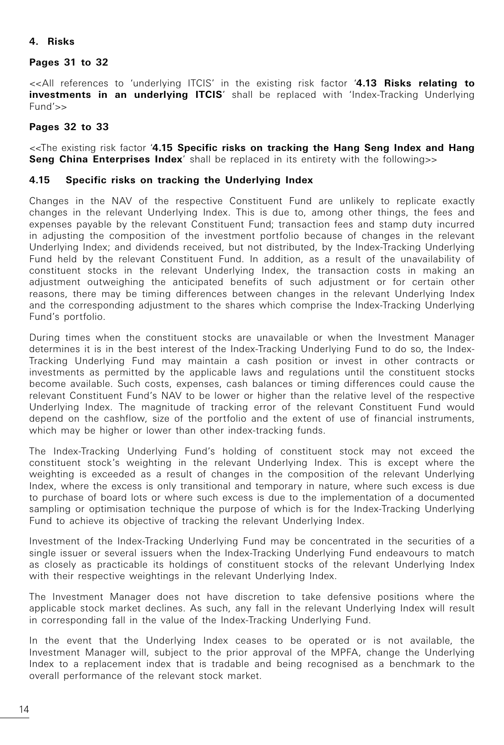## 4. Risks

**Pages 31 to 32**

<<All references to 'underlying ITCIS' in the existing risk factor '**4.13 Risks relating to investments in an underlying ITCIS**' shall be replaced with 'Index-Tracking Underlying Fund'>>

**Pages 32 to 33**

<<The existing risk factor '**4.15 Specific risks on tracking the Hang Seng Index and Hang Seng China Enterprises Index**' shall be replaced in its entirety with the following>>

### 4.15 Specific risks on tracking the Underlying Index

Changes in the NAV of the respective Constituent Fund are unlikely to replicate exactly changes in the relevant Underlying Index. This is due to, among other things, the fees and expenses payable by the relevant Constituent Fund; transaction fees and stamp duty incurred in adjusting the composition of the investment portfolio because of changes in the relevant Underlying Index; and dividends received, but not distributed, by the Index-Tracking Underlying Fund held by the relevant Constituent Fund. In addition, as a result of the unavailability of constituent stocks in the relevant Underlying Index, the transaction costs in making an adjustment outweighing the anticipated benefits of such adjustment or for certain other reasons, there may be timing differences between changes in the relevant Underlying Index and the corresponding adjustment to the shares which comprise the Index-Tracking Underlying Fund's portfolio.

During times when the constituent stocks are unavailable or when the Investment Manager determines it is in the best interest of the Index-Tracking Underlying Fund to do so, the Index-Tracking Underlying Fund may maintain a cash position or invest in other contracts or investments as permitted by the applicable laws and regulations until the constituent stocks become available. Such costs, expenses, cash balances or timing differences could cause the relevant Constituent Fund's NAV to be lower or higher than the relative level of the respective Underlying Index. The magnitude of tracking error of the relevant Constituent Fund would depend on the cashflow, size of the portfolio and the extent of use of financial instruments, which may be higher or lower than other index-tracking funds.

The Index-Tracking Underlying Fund's holding of constituent stock may not exceed the constituent stock's weighting in the relevant Underlying Index. This is except where the weighting is exceeded as a result of changes in the composition of the relevant Underlying Index, where the excess is only transitional and temporary in nature, where such excess is due to purchase of board lots or where such excess is due to the implementation of a documented sampling or optimisation technique the purpose of which is for the Index-Tracking Underlying Fund to achieve its objective of tracking the relevant Underlying Index.

Investment of the Index-Tracking Underlying Fund may be concentrated in the securities of a single issuer or several issuers when the Index-Tracking Underlying Fund endeavours to match as closely as practicable its holdings of constituent stocks of the relevant Underlying Index with their respective weightings in the relevant Underlying Index.

The Investment Manager does not have discretion to take defensive positions where the applicable stock market declines. As such, any fall in the relevant Underlying Index will result in corresponding fall in the value of the Index-Tracking Underlying Fund.

In the event that the Underlying Index ceases to be operated or is not available, the Investment Manager will, subject to the prior approval of the MPFA, change the Underlying Index to a replacement index that is tradable and being recognised as a benchmark to the overall performance of the relevant stock market.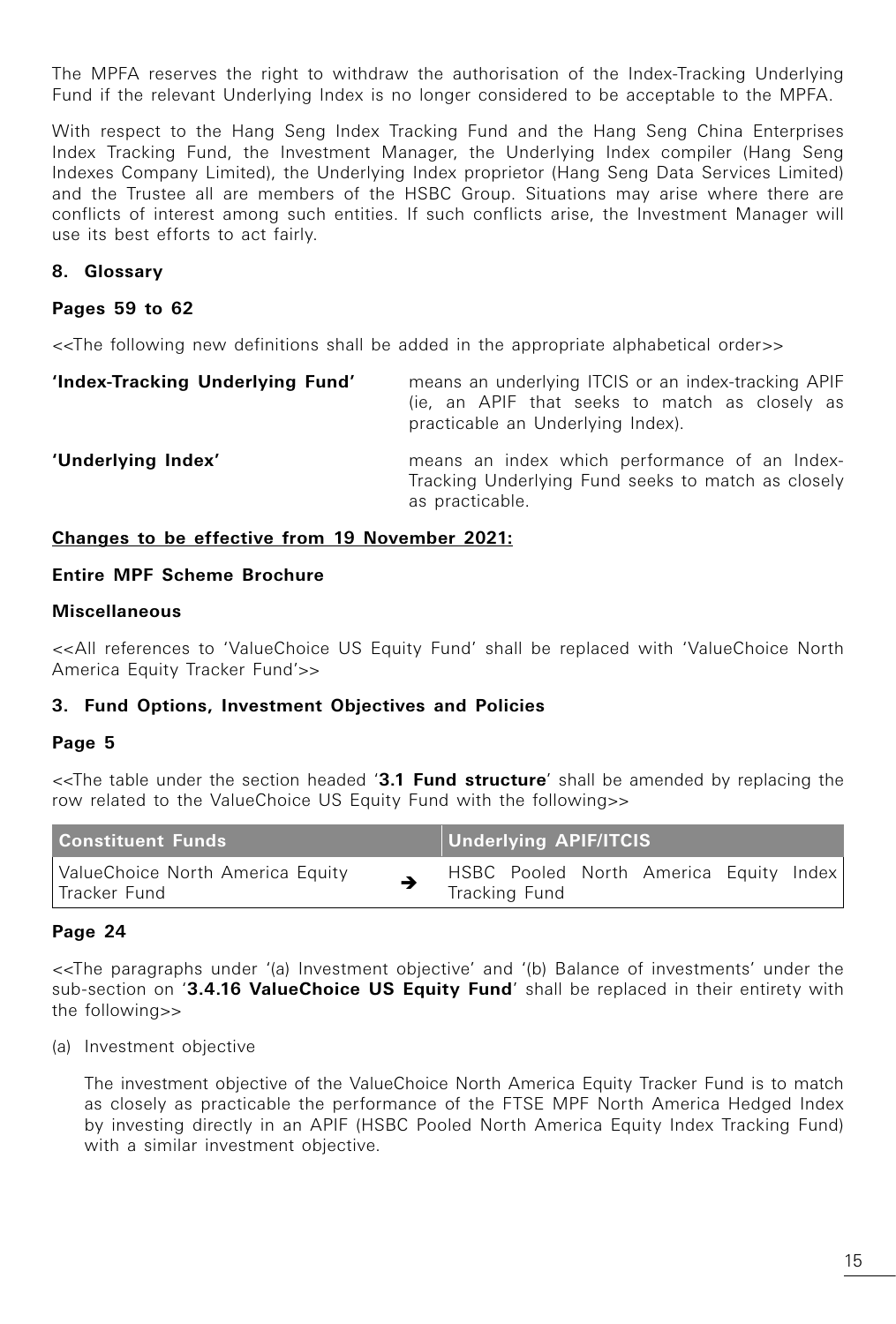The MPFA reserves the right to withdraw the authorisation of the Index-Tracking Underlying Fund if the relevant Underlying Index is no longer considered to be acceptable to the MPFA.

With respect to the Hang Seng Index Tracking Fund and the Hang Seng China Enterprises Index Tracking Fund, the Investment Manager, the Underlying Index compiler (Hang Seng Indexes Company Limited), the Underlying Index proprietor (Hang Seng Data Services Limited) and the Trustee all are members of the HSBC Group. Situations may arise where there are conflicts of interest among such entities. If such conflicts arise, the Investment Manager will use its best efforts to act fairly.

**8. Glossary**

**Pages 59 to 62**

<<The following new definitions shall be added in the appropriate alphabetical order>>

| | |
|---|---|
| **'Index-Tracking Underlying Fund'** | means an underlying ITCIS or an index-tracking APIF (ie, an APIF that seeks to match as closely as practicable an Underlying Index). |
| **'Underlying Index'** | means an index which performance of an Index-Tracking Underlying Fund seeks to match as closely as practicable. |

**Changes to be effective from 19 November 2021:**

**Entire MPF Scheme Brochure**

**Miscellaneous**

<<All references to 'ValueChoice US Equity Fund' shall be replaced with 'ValueChoice North America Equity Tracker Fund'>>

**3. Fund Options, Investment Objectives and Policies**

**Page 5**

<<The table under the section headed '**3.1 Fund structure**' shall be amended by replacing the row related to the ValueChoice US Equity Fund with the following>>

| Constituent Funds | | Underlying APIF/ITCIS |
|---|---|---|
| ValueChoice North America Equity Tracker Fund | ➔ | HSBC Pooled North America Equity Index Tracking Fund |

**Page 24**

<<The paragraphs under '(a) Investment objective' and '(b) Balance of investments' under the sub-section on '**3.4.16 ValueChoice US Equity Fund**' shall be replaced in their entirety with the following>>

(a) Investment objective

The investment objective of the ValueChoice North America Equity Tracker Fund is to match as closely as practicable the performance of the FTSE MPF North America Hedged Index by investing directly in an APIF (HSBC Pooled North America Equity Index Tracking Fund) with a similar investment objective.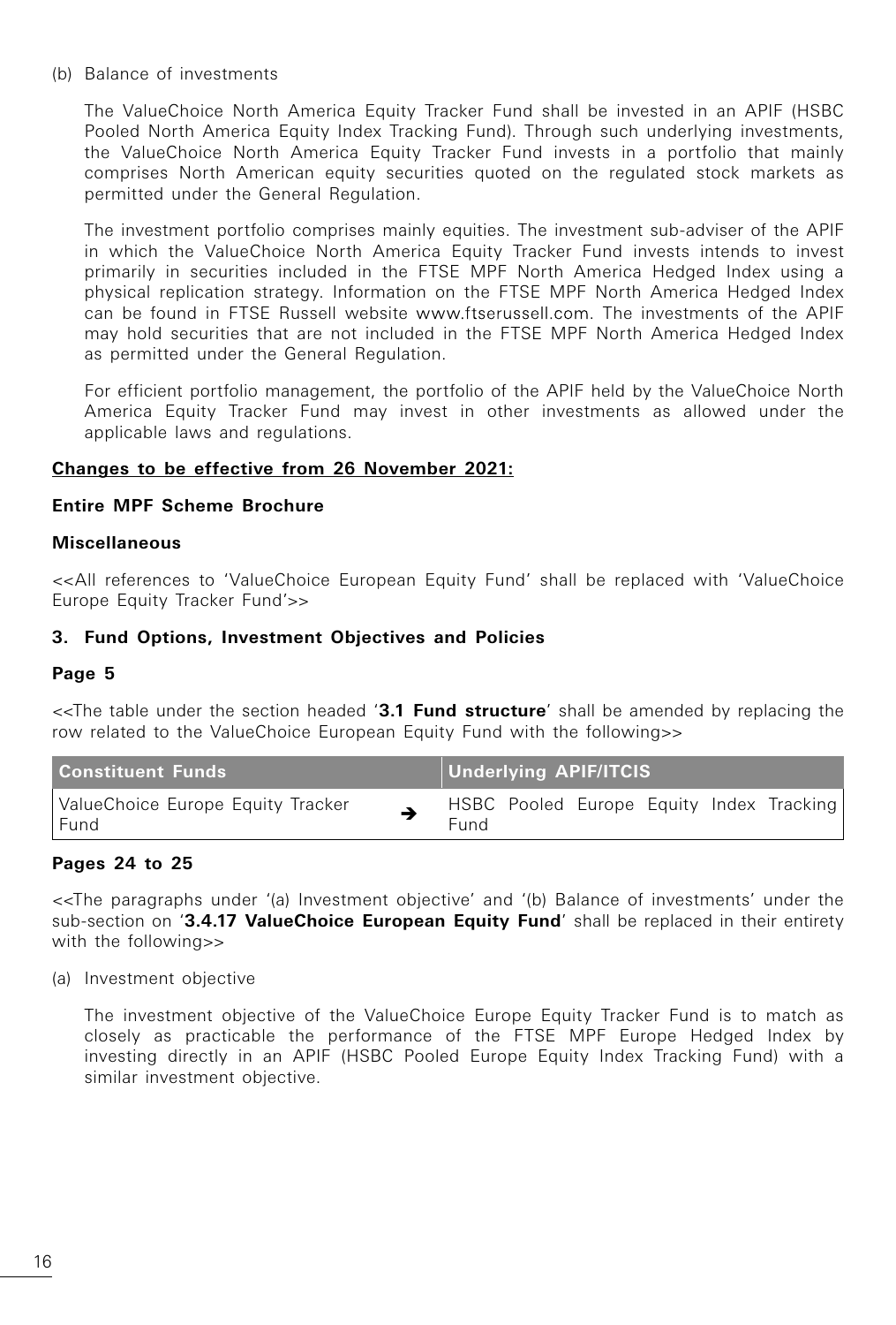(b) Balance of investments

The ValueChoice North America Equity Tracker Fund shall be invested in an APIF (HSBC Pooled North America Equity Index Tracking Fund). Through such underlying investments, the ValueChoice North America Equity Tracker Fund invests in a portfolio that mainly comprises North American equity securities quoted on the regulated stock markets as permitted under the General Regulation.

The investment portfolio comprises mainly equities. The investment sub-adviser of the APIF in which the ValueChoice North America Equity Tracker Fund invests intends to invest primarily in securities included in the FTSE MPF North America Hedged Index using a physical replication strategy. Information on the FTSE MPF North America Hedged Index can be found in FTSE Russell website www.ftserussell.com. The investments of the APIF may hold securities that are not included in the FTSE MPF North America Hedged Index as permitted under the General Regulation.

For efficient portfolio management, the portfolio of the APIF held by the ValueChoice North America Equity Tracker Fund may invest in other investments as allowed under the applicable laws and regulations.

**Changes to be effective from 26 November 2021:**

**Entire MPF Scheme Brochure**

**Miscellaneous**

<<All references to 'ValueChoice European Equity Fund' shall be replaced with 'ValueChoice Europe Equity Tracker Fund'>>

**3. Fund Options, Investment Objectives and Policies**

**Page 5**

<<The table under the section headed '**3.1 Fund structure**' shall be amended by replacing the row related to the ValueChoice European Equity Fund with the following>>

| Constituent Funds | | Underlying APIF/ITCIS |
|---|---|---|
| ValueChoice Europe Equity Tracker Fund | ➔ | HSBC Pooled Europe Equity Index Tracking Fund |

**Pages 24 to 25**

<<The paragraphs under '(a) Investment objective' and '(b) Balance of investments' under the sub-section on '**3.4.17 ValueChoice European Equity Fund**' shall be replaced in their entirety with the following>>

(a) Investment objective

The investment objective of the ValueChoice Europe Equity Tracker Fund is to match as closely as practicable the performance of the FTSE MPF Europe Hedged Index by investing directly in an APIF (HSBC Pooled Europe Equity Index Tracking Fund) with a similar investment objective.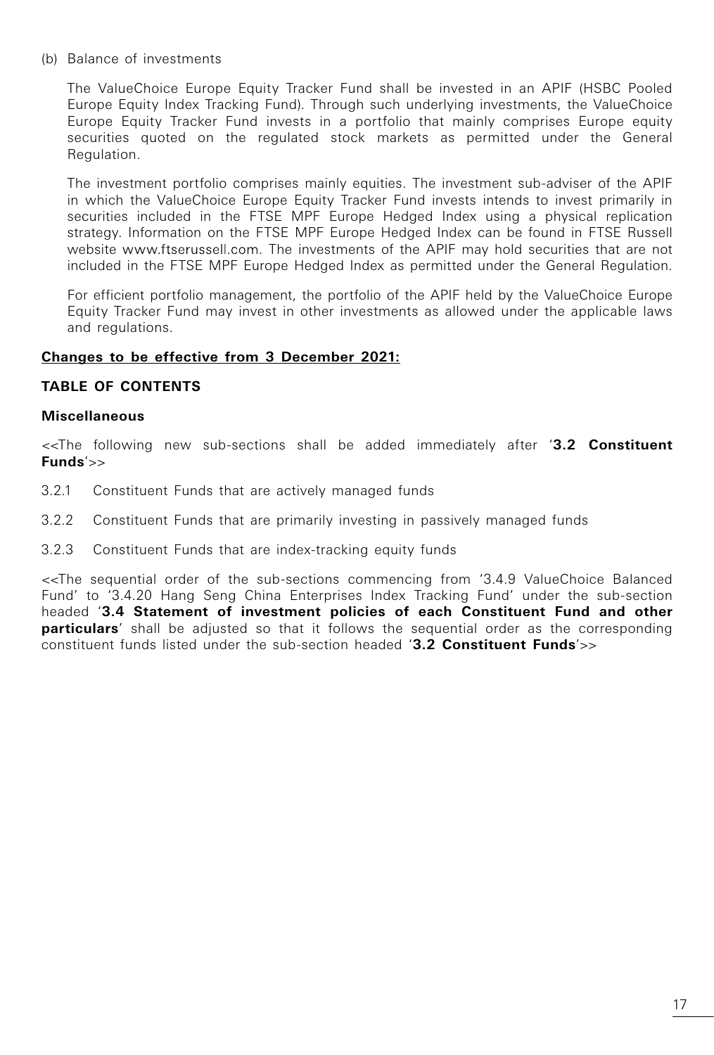(b) Balance of investments

The ValueChoice Europe Equity Tracker Fund shall be invested in an APIF (HSBC Pooled Europe Equity Index Tracking Fund). Through such underlying investments, the ValueChoice Europe Equity Tracker Fund invests in a portfolio that mainly comprises Europe equity securities quoted on the regulated stock markets as permitted under the General Regulation.

The investment portfolio comprises mainly equities. The investment sub-adviser of the APIF in which the ValueChoice Europe Equity Tracker Fund invests intends to invest primarily in securities included in the FTSE MPF Europe Hedged Index using a physical replication strategy. Information on the FTSE MPF Europe Hedged Index can be found in FTSE Russell website www.ftserussell.com. The investments of the APIF may hold securities that are not included in the FTSE MPF Europe Hedged Index as permitted under the General Regulation.

For efficient portfolio management, the portfolio of the APIF held by the ValueChoice Europe Equity Tracker Fund may invest in other investments as allowed under the applicable laws and regulations.

**Changes to be effective from 3 December 2021:**

**TABLE OF CONTENTS**

**Miscellaneous**

<<The following new sub-sections shall be added immediately after '**3.2 Constituent Funds**'>>

3.2.1 Constituent Funds that are actively managed funds

3.2.2 Constituent Funds that are primarily investing in passively managed funds

3.2.3 Constituent Funds that are index-tracking equity funds

<<The sequential order of the sub-sections commencing from '3.4.9 ValueChoice Balanced Fund' to '3.4.20 Hang Seng China Enterprises Index Tracking Fund' under the sub-section headed '**3.4 Statement of investment policies of each Constituent Fund and other particulars**' shall be adjusted so that it follows the sequential order as the corresponding constituent funds listed under the sub-section headed '**3.2 Constituent Funds**'>>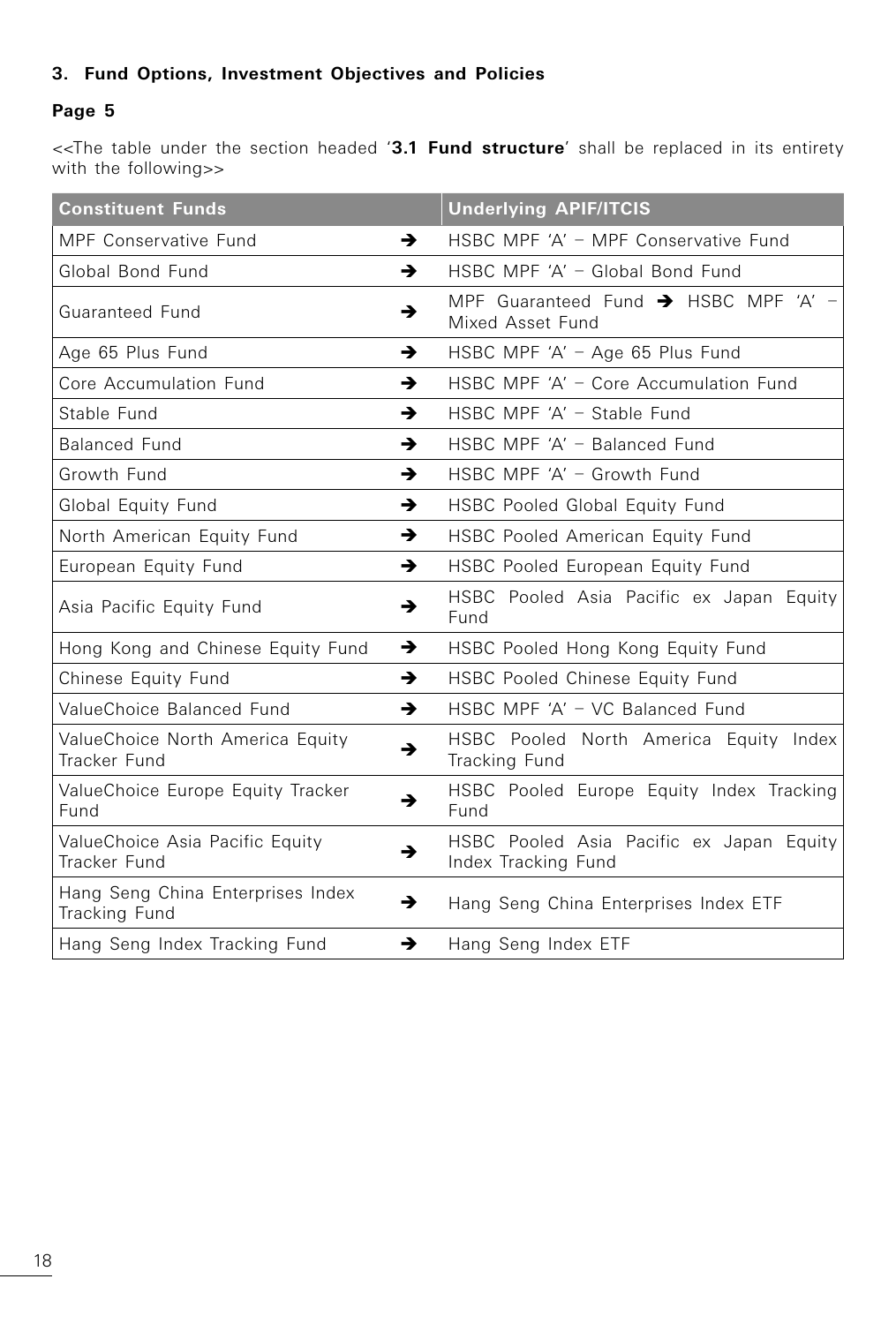### 3. Fund Options, Investment Objectives and Policies

**Page 5**

<<The table under the section headed '**3.1 Fund structure**' shall be replaced in its entirety with the following>>

| Constituent Funds | | Underlying APIF/ITCIS |
|---|---|---|
| MPF Conservative Fund | ➔ | HSBC MPF 'A' – MPF Conservative Fund |
| Global Bond Fund | ➔ | HSBC MPF 'A' – Global Bond Fund |
| Guaranteed Fund | ➔ | MPF Guaranteed Fund ➔ HSBC MPF 'A' – Mixed Asset Fund |
| Age 65 Plus Fund | ➔ | HSBC MPF 'A' – Age 65 Plus Fund |
| Core Accumulation Fund | ➔ | HSBC MPF 'A' – Core Accumulation Fund |
| Stable Fund | ➔ | HSBC MPF 'A' – Stable Fund |
| Balanced Fund | ➔ | HSBC MPF 'A' – Balanced Fund |
| Growth Fund | ➔ | HSBC MPF 'A' – Growth Fund |
| Global Equity Fund | ➔ | HSBC Pooled Global Equity Fund |
| North American Equity Fund | ➔ | HSBC Pooled American Equity Fund |
| European Equity Fund | ➔ | HSBC Pooled European Equity Fund |
| Asia Pacific Equity Fund | ➔ | HSBC Pooled Asia Pacific ex Japan Equity Fund |
| Hong Kong and Chinese Equity Fund | ➔ | HSBC Pooled Hong Kong Equity Fund |
| Chinese Equity Fund | ➔ | HSBC Pooled Chinese Equity Fund |
| ValueChoice Balanced Fund | ➔ | HSBC MPF 'A' – VC Balanced Fund |
| ValueChoice North America Equity Tracker Fund | ➔ | HSBC Pooled North America Equity Index Tracking Fund |
| ValueChoice Europe Equity Tracker Fund | ➔ | HSBC Pooled Europe Equity Index Tracking Fund |
| ValueChoice Asia Pacific Equity Tracker Fund | ➔ | HSBC Pooled Asia Pacific ex Japan Equity Index Tracking Fund |
| Hang Seng China Enterprises Index Tracking Fund | ➔ | Hang Seng China Enterprises Index ETF |
| Hang Seng Index Tracking Fund | ➔ | Hang Seng Index ETF |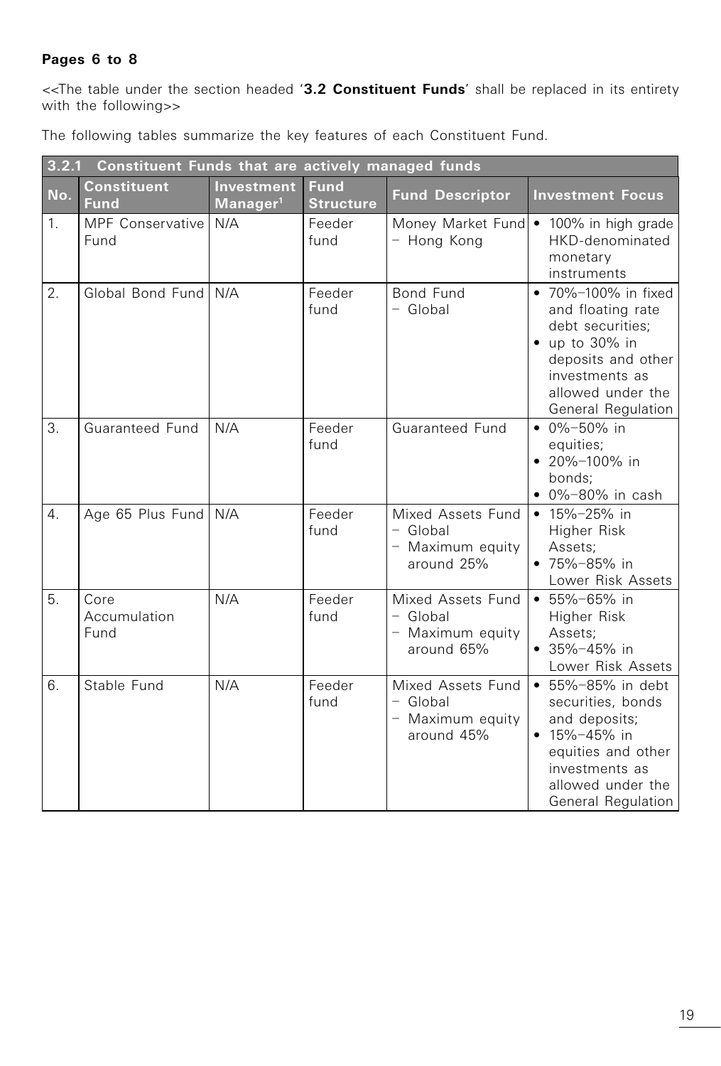**Pages 6 to 8**

<<The table under the section headed '**3.2 Constituent Funds**' shall be replaced in its entirety with the following>>

The following tables summarize the key features of each Constituent Fund.

| 3.2.1 Constituent Funds that are actively managed funds | | | | | |
|---|---|---|---|---|---|
| **No.** | **Constituent Fund** | **Investment Manager**[1] | **Fund Structure** | **Fund Descriptor** | **Investment Focus** |
| 1. | MPF Conservative Fund | N/A | Feeder fund | Money Market Fund – Hong Kong | • 100% in high grade HKD-denominated monetary instruments |
| 2. | Global Bond Fund | N/A | Feeder fund | Bond Fund – Global | • 70%–100% in fixed and floating rate debt securities; • up to 30% in deposits and other investments as allowed under the General Regulation |
| 3. | Guaranteed Fund | N/A | Feeder fund | Guaranteed Fund | • 0%–50% in equities; • 20%–100% in bonds; • 0%–80% in cash |
| 4. | Age 65 Plus Fund | N/A | Feeder fund | Mixed Assets Fund – Global – Maximum equity around 25% | • 15%–25% in Higher Risk Assets; • 75%–85% in Lower Risk Assets |
| 5. | Core Accumulation Fund | N/A | Feeder fund | Mixed Assets Fund – Global – Maximum equity around 65% | • 55%–65% in Higher Risk Assets; • 35%–45% in Lower Risk Assets |
| 6. | Stable Fund | N/A | Feeder fund | Mixed Assets Fund – Global – Maximum equity around 45% | • 55%–85% in debt securities, bonds and deposits; • 15%–45% in equities and other investments as allowed under the General Regulation |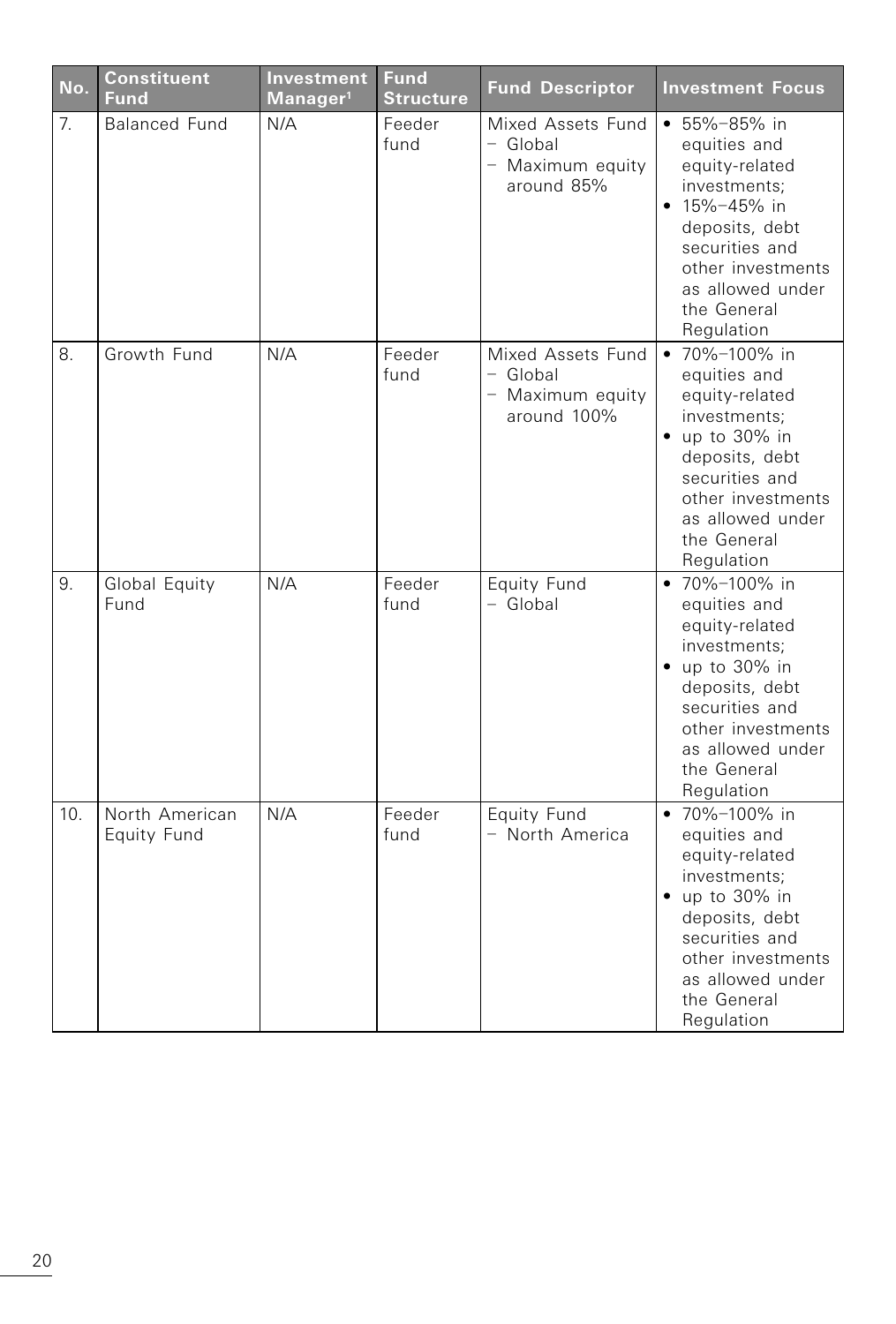| No. | Constituent Fund | Investment Manager[1] | Fund Structure | Fund Descriptor | Investment Focus |
|---|---|---|---|---|---|
| 7. | Balanced Fund | N/A | Feeder fund | Mixed Assets Fund – Global – Maximum equity around 85% | • 55%–85% in equities and equity-related investments; • 15%–45% in deposits, debt securities and other investments as allowed under the General Regulation |
| 8. | Growth Fund | N/A | Feeder fund | Mixed Assets Fund – Global – Maximum equity around 100% | • 70%–100% in equities and equity-related investments; • up to 30% in deposits, debt securities and other investments as allowed under the General Regulation |
| 9. | Global Equity Fund | N/A | Feeder fund | Equity Fund – Global | • 70%–100% in equities and equity-related investments; • up to 30% in deposits, debt securities and other investments as allowed under the General Regulation |
| 10. | North American Equity Fund | N/A | Feeder fund | Equity Fund – North America | • 70%–100% in equities and equity-related investments; • up to 30% in deposits, debt securities and other investments as allowed under the General Regulation |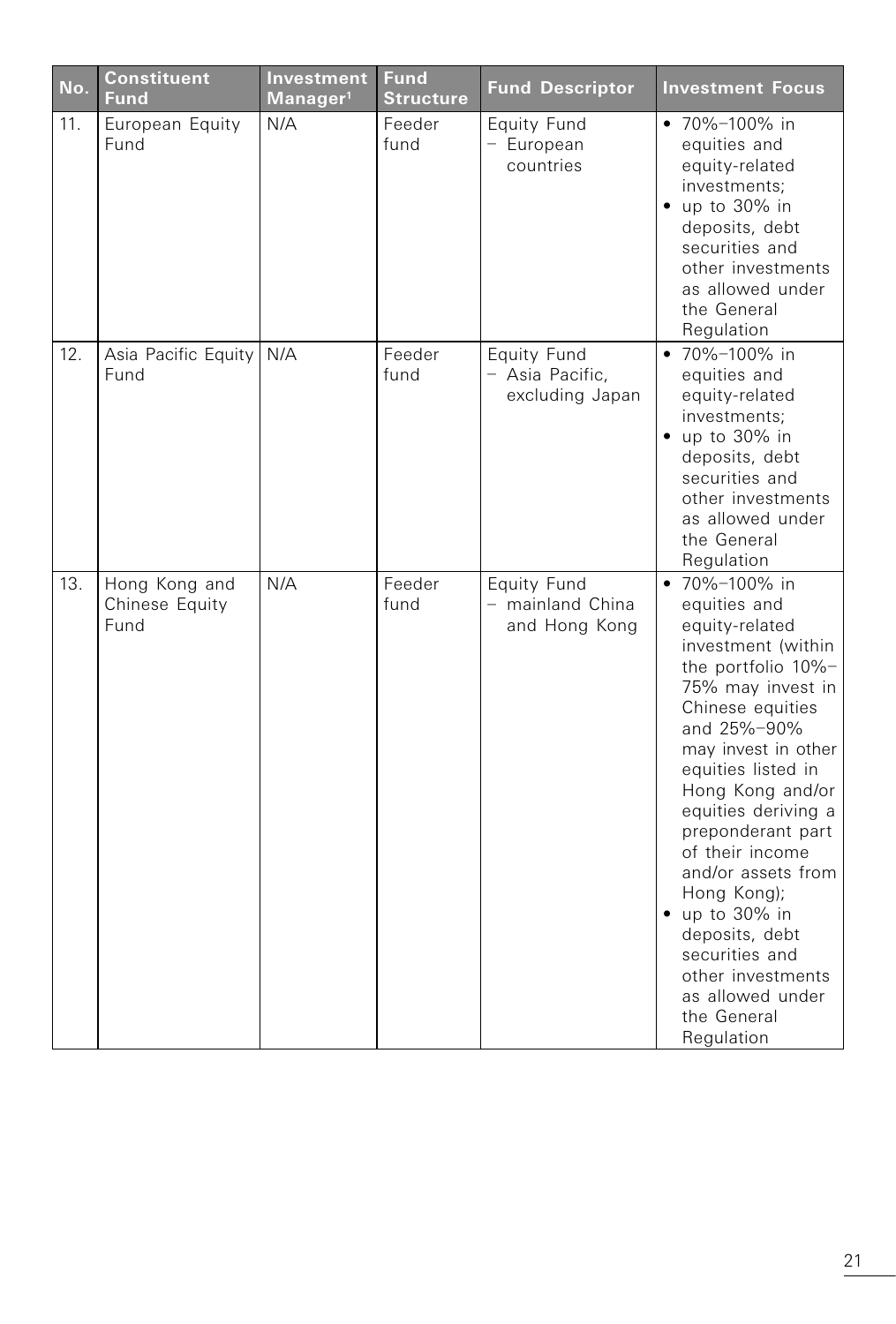| No. | Constituent Fund | Investment Manager[1] | Fund Structure | Fund Descriptor | Investment Focus |
|---|---|---|---|---|---|
| 11. | European Equity Fund | N/A | Feeder fund | Equity Fund – European countries | • 70%–100% in equities and equity-related investments; • up to 30% in deposits, debt securities and other investments as allowed under the General Regulation |
| 12. | Asia Pacific Equity Fund | N/A | Feeder fund | Equity Fund – Asia Pacific, excluding Japan | • 70%–100% in equities and equity-related investments; • up to 30% in deposits, debt securities and other investments as allowed under the General Regulation |
| 13. | Hong Kong and Chinese Equity Fund | N/A | Feeder fund | Equity Fund – mainland China and Hong Kong | • 70%–100% in equities and equity-related investment (within the portfolio 10%–75% may invest in Chinese equities and 25%–90% may invest in other equities listed in Hong Kong and/or equities deriving a preponderant part of their income and/or assets from Hong Kong); • up to 30% in deposits, debt securities and other investments as allowed under the General Regulation |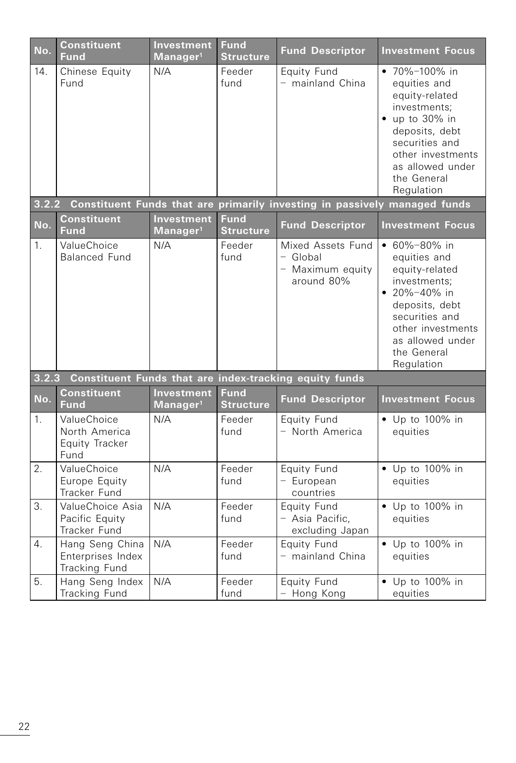| No. | Constituent Fund | Investment Manager[1] | Fund Structure | Fund Descriptor | Investment Focus |
|---|---|---|---|---|---|
| 14. | Chinese Equity Fund | N/A | Feeder fund | Equity Fund – mainland China | • 70%–100% in equities and equity-related investments;<br>• up to 30% in deposits, debt securities and other investments as allowed under the General Regulation |

### 3.2.2 Constituent Funds that are primarily investing in passively managed funds

| No. | Constituent Fund | Investment Manager[1] | Fund Structure | Fund Descriptor | Investment Focus |
|---|---|---|---|---|---|
| 1. | ValueChoice Balanced Fund | N/A | Feeder fund | Mixed Assets Fund – Global – Maximum equity around 80% | • 60%–80% in equities and equity-related investments;<br>• 20%–40% in deposits, debt securities and other investments as allowed under the General Regulation |

### 3.2.3 Constituent Funds that are index-tracking equity funds

| No. | Constituent Fund | Investment Manager[1] | Fund Structure | Fund Descriptor | Investment Focus |
|---|---|---|---|---|---|
| 1. | ValueChoice North America Equity Tracker Fund | N/A | Feeder fund | Equity Fund – North America | • Up to 100% in equities |
| 2. | ValueChoice Europe Equity Tracker Fund | N/A | Feeder fund | Equity Fund – European countries | • Up to 100% in equities |
| 3. | ValueChoice Asia Pacific Equity Tracker Fund | N/A | Feeder fund | Equity Fund – Asia Pacific, excluding Japan | • Up to 100% in equities |
| 4. | Hang Seng China Enterprises Index Tracking Fund | N/A | Feeder fund | Equity Fund – mainland China | • Up to 100% in equities |
| 5. | Hang Seng Index Tracking Fund | N/A | Feeder fund | Equity Fund – Hong Kong | • Up to 100% in equities |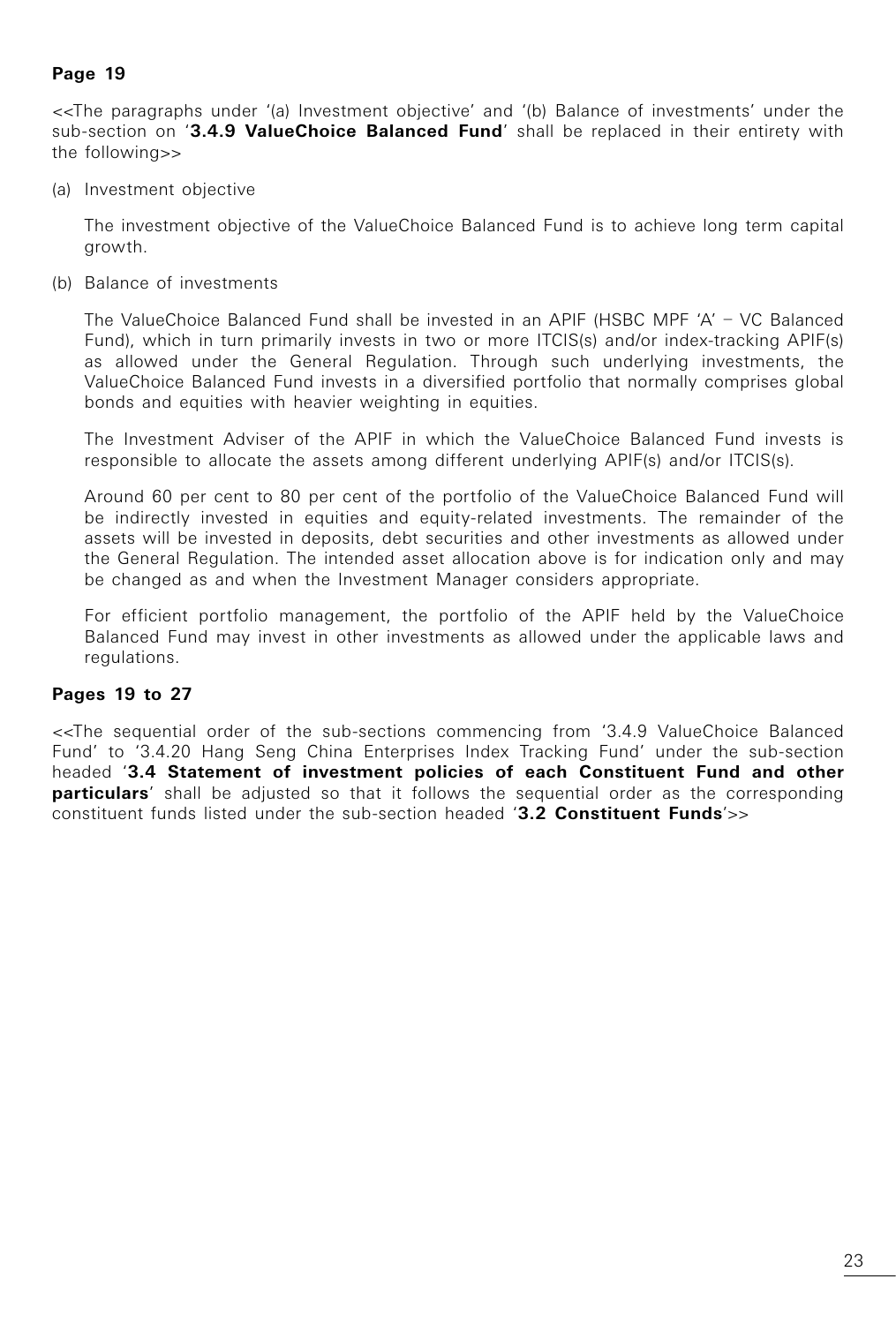**Page 19**

<<The paragraphs under '(a) Investment objective' and '(b) Balance of investments' under the sub-section on '**3.4.9 ValueChoice Balanced Fund**' shall be replaced in their entirety with the following>>

(a) Investment objective

The investment objective of the ValueChoice Balanced Fund is to achieve long term capital growth.

(b) Balance of investments

The ValueChoice Balanced Fund shall be invested in an APIF (HSBC MPF 'A' – VC Balanced Fund), which in turn primarily invests in two or more ITCIS(s) and/or index-tracking APIF(s) as allowed under the General Regulation. Through such underlying investments, the ValueChoice Balanced Fund invests in a diversified portfolio that normally comprises global bonds and equities with heavier weighting in equities.

The Investment Adviser of the APIF in which the ValueChoice Balanced Fund invests is responsible to allocate the assets among different underlying APIF(s) and/or ITCIS(s).

Around 60 per cent to 80 per cent of the portfolio of the ValueChoice Balanced Fund will be indirectly invested in equities and equity-related investments. The remainder of the assets will be invested in deposits, debt securities and other investments as allowed under the General Regulation. The intended asset allocation above is for indication only and may be changed as and when the Investment Manager considers appropriate.

For efficient portfolio management, the portfolio of the APIF held by the ValueChoice Balanced Fund may invest in other investments as allowed under the applicable laws and regulations.

**Pages 19 to 27**

<<The sequential order of the sub-sections commencing from '3.4.9 ValueChoice Balanced Fund' to '3.4.20 Hang Seng China Enterprises Index Tracking Fund' under the sub-section headed '**3.4 Statement of investment policies of each Constituent Fund and other particulars**' shall be adjusted so that it follows the sequential order as the corresponding constituent funds listed under the sub-section headed '**3.2 Constituent Funds**'>>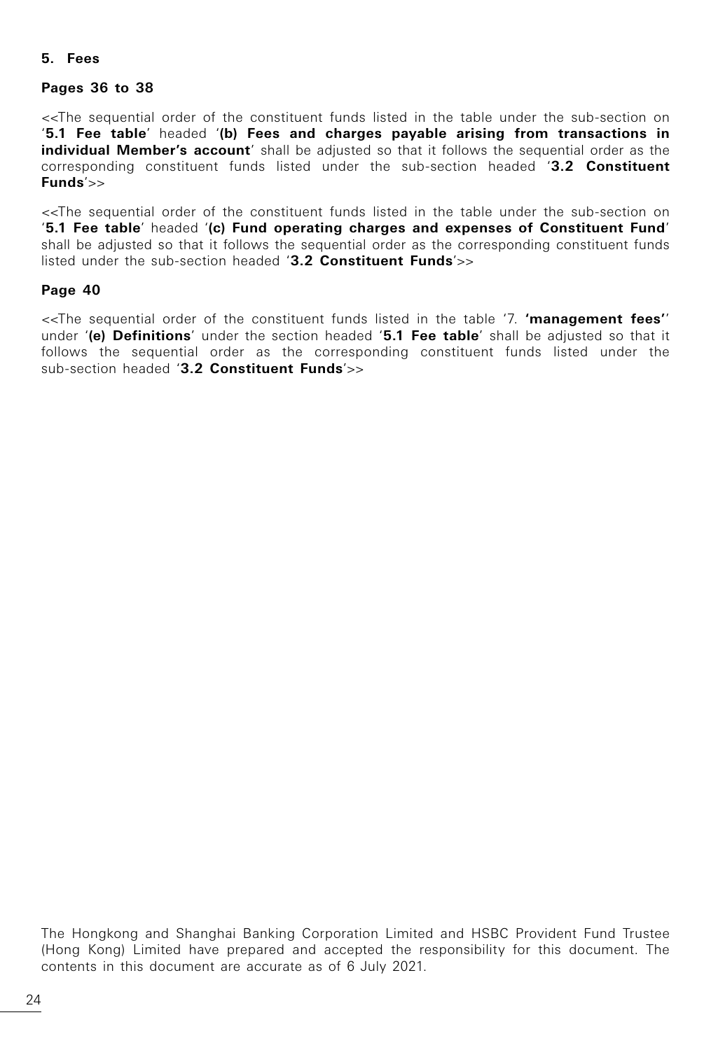## 5. Fees

### Pages 36 to 38

<<The sequential order of the constituent funds listed in the table under the sub-section on '**5.1 Fee table**' headed '**(b) Fees and charges payable arising from transactions in individual Member's account**' shall be adjusted so that it follows the sequential order as the corresponding constituent funds listed under the sub-section headed '**3.2 Constituent Funds**'>>

<<The sequential order of the constituent funds listed in the table under the sub-section on '**5.1 Fee table**' headed '**(c) Fund operating charges and expenses of Constituent Fund**' shall be adjusted so that it follows the sequential order as the corresponding constituent funds listed under the sub-section headed '**3.2 Constituent Funds**'>>

### Page 40

<<The sequential order of the constituent funds listed in the table '7. **'management fees''** under '**(e) Definitions**' under the section headed '**5.1 Fee table**' shall be adjusted so that it follows the sequential order as the corresponding constituent funds listed under the sub-section headed '**3.2 Constituent Funds**'>>

The Hongkong and Shanghai Banking Corporation Limited and HSBC Provident Fund Trustee (Hong Kong) Limited have prepared and accepted the responsibility for this document. The contents in this document are accurate as of 6 July 2021.